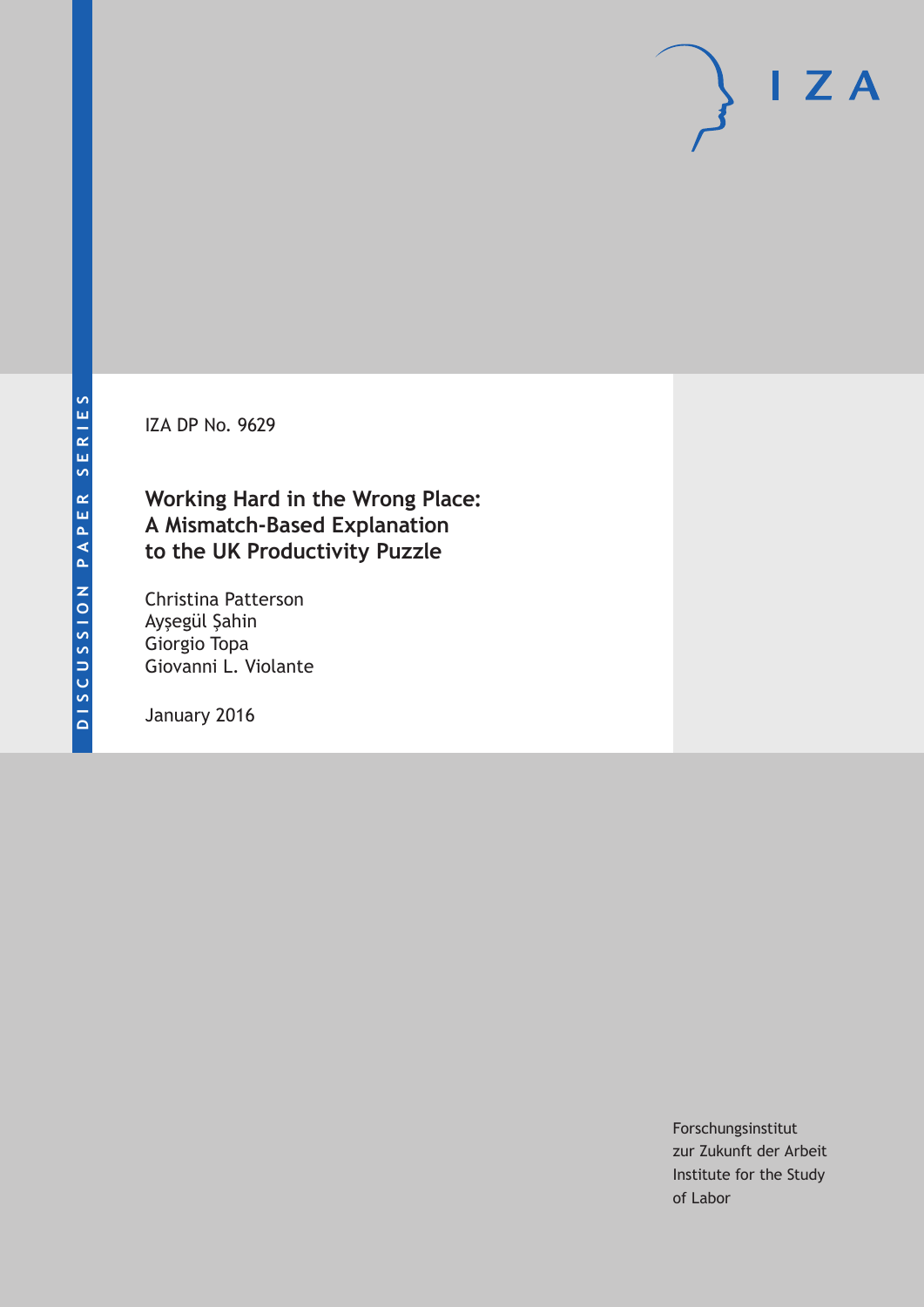DISCUSSION PAPER SERIES

IZA

IZA DP No. 9629

# Working Hard in the Wrong Place: A Mismatch-Based Explanation to the UK Productivity Puzzle

Christina Patterson
Ayşegül Şahin
Giorgio Topa
Giovanni L. Violante

January 2016

Forschungsinstitut
zur Zukunft der Arbeit
Institute for the Study
of Labor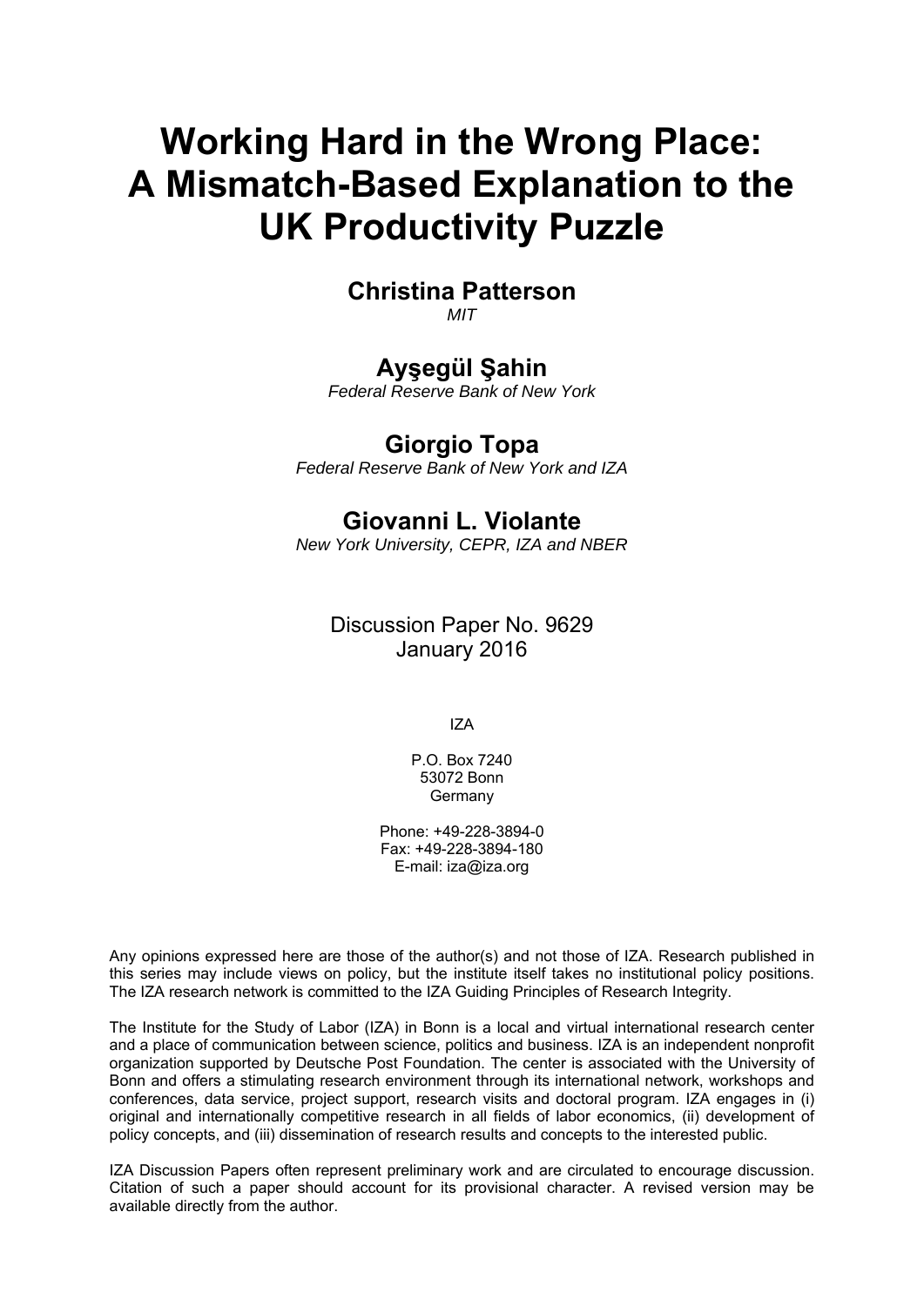# Working Hard in the Wrong Place: A Mismatch-Based Explanation to the UK Productivity Puzzle

**Christina Patterson**
*MIT*

**Ayşegül Şahin**
*Federal Reserve Bank of New York*

**Giorgio Topa**
*Federal Reserve Bank of New York and IZA*

**Giovanni L. Violante**
*New York University, CEPR, IZA and NBER*

Discussion Paper No. 9629
January 2016

IZA

P.O. Box 7240
53072 Bonn
Germany

Phone: +49-228-3894-0
Fax: +49-228-3894-180
E-mail: iza@iza.org

Any opinions expressed here are those of the author(s) and not those of IZA. Research published in this series may include views on policy, but the institute itself takes no institutional policy positions. The IZA research network is committed to the IZA Guiding Principles of Research Integrity.

The Institute for the Study of Labor (IZA) in Bonn is a local and virtual international research center and a place of communication between science, politics and business. IZA is an independent nonprofit organization supported by Deutsche Post Foundation. The center is associated with the University of Bonn and offers a stimulating research environment through its international network, workshops and conferences, data service, project support, research visits and doctoral program. IZA engages in (i) original and internationally competitive research in all fields of labor economics, (ii) development of policy concepts, and (iii) dissemination of research results and concepts to the interested public.

IZA Discussion Papers often represent preliminary work and are circulated to encourage discussion. Citation of such a paper should account for its provisional character. A revised version may be available directly from the author.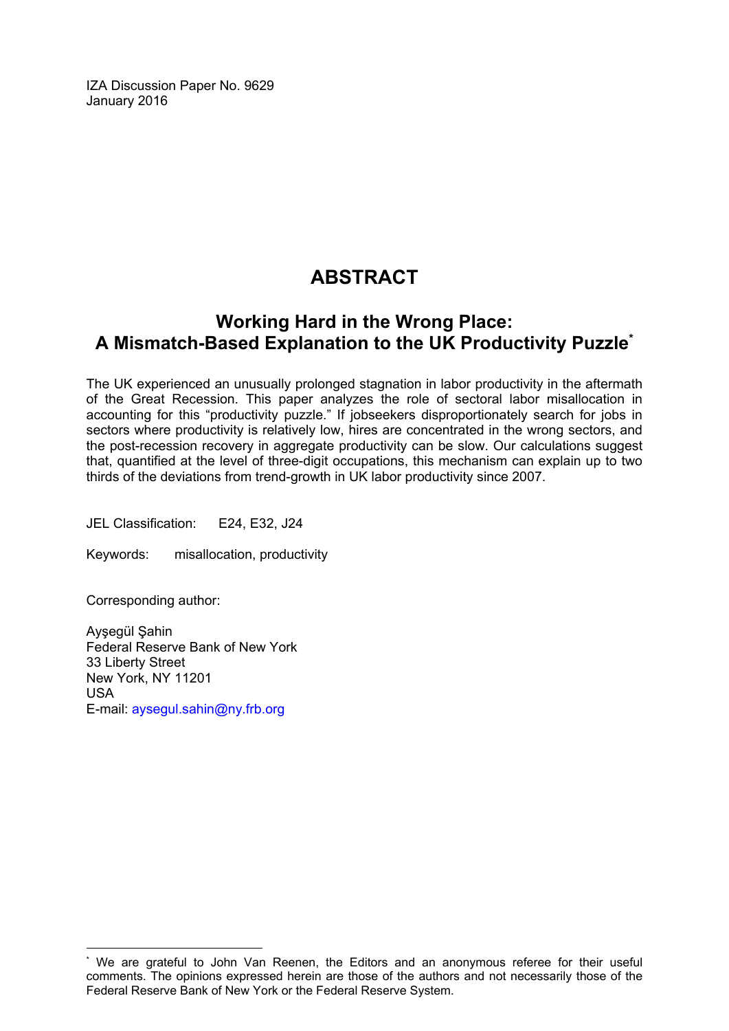IZA Discussion Paper No. 9629
January 2016

# ABSTRACT

## Working Hard in the Wrong Place: A Mismatch-Based Explanation to the UK Productivity Puzzle[*]

The UK experienced an unusually prolonged stagnation in labor productivity in the aftermath of the Great Recession. This paper analyzes the role of sectoral labor misallocation in accounting for this "productivity puzzle." If jobseekers disproportionately search for jobs in sectors where productivity is relatively low, hires are concentrated in the wrong sectors, and the post-recession recovery in aggregate productivity can be slow. Our calculations suggest that, quantified at the level of three-digit occupations, this mechanism can explain up to two thirds of the deviations from trend-growth in UK labor productivity since 2007.

JEL Classification: E24, E32, J24

Keywords: misallocation, productivity

Corresponding author:

Ayşegül Şahin
Federal Reserve Bank of New York
33 Liberty Street
New York, NY 11201
USA
E-mail: aysegul.sahin@ny.frb.org

[*] We are grateful to John Van Reenen, the Editors and an anonymous referee for their useful comments. The opinions expressed herein are those of the authors and not necessarily those of the Federal Reserve Bank of New York or the Federal Reserve System.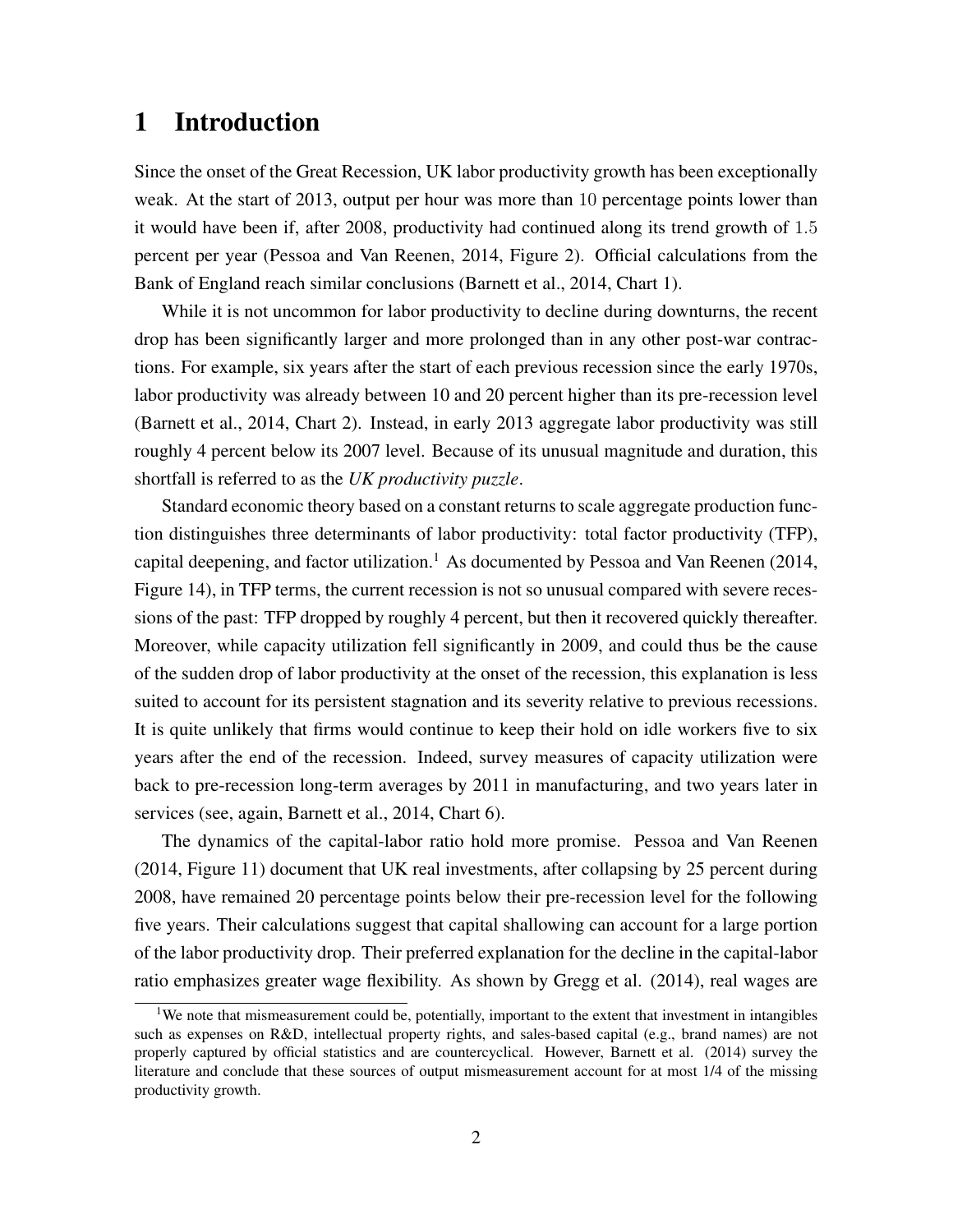# 1 Introduction

Since the onset of the Great Recession, UK labor productivity growth has been exceptionally weak. At the start of 2013, output per hour was more than 10 percentage points lower than it would have been if, after 2008, productivity had continued along its trend growth of 1.5 percent per year (Pessoa and Van Reenen, 2014, Figure 2). Official calculations from the Bank of England reach similar conclusions (Barnett et al., 2014, Chart 1).

While it is not uncommon for labor productivity to decline during downturns, the recent drop has been significantly larger and more prolonged than in any other post-war contractions. For example, six years after the start of each previous recession since the early 1970s, labor productivity was already between 10 and 20 percent higher than its pre-recession level (Barnett et al., 2014, Chart 2). Instead, in early 2013 aggregate labor productivity was still roughly 4 percent below its 2007 level. Because of its unusual magnitude and duration, this shortfall is referred to as the *UK productivity puzzle*.

Standard economic theory based on a constant returns to scale aggregate production function distinguishes three determinants of labor productivity: total factor productivity (TFP), capital deepening, and factor utilization.[1] As documented by Pessoa and Van Reenen (2014, Figure 14), in TFP terms, the current recession is not so unusual compared with severe recessions of the past: TFP dropped by roughly 4 percent, but then it recovered quickly thereafter. Moreover, while capacity utilization fell significantly in 2009, and could thus be the cause of the sudden drop of labor productivity at the onset of the recession, this explanation is less suited to account for its persistent stagnation and its severity relative to previous recessions. It is quite unlikely that firms would continue to keep their hold on idle workers five to six years after the end of the recession. Indeed, survey measures of capacity utilization were back to pre-recession long-term averages by 2011 in manufacturing, and two years later in services (see, again, Barnett et al., 2014, Chart 6).

The dynamics of the capital-labor ratio hold more promise. Pessoa and Van Reenen (2014, Figure 11) document that UK real investments, after collapsing by 25 percent during 2008, have remained 20 percentage points below their pre-recession level for the following five years. Their calculations suggest that capital shallowing can account for a large portion of the labor productivity drop. Their preferred explanation for the decline in the capital-labor ratio emphasizes greater wage flexibility. As shown by Gregg et al. (2014), real wages are

[1] We note that mismeasurement could be, potentially, important to the extent that investment in intangibles such as expenses on R&D, intellectual property rights, and sales-based capital (e.g., brand names) are not properly captured by official statistics and are countercyclical. However, Barnett et al. (2014) survey the literature and conclude that these sources of output mismeasurement account for at most 1/4 of the missing productivity growth.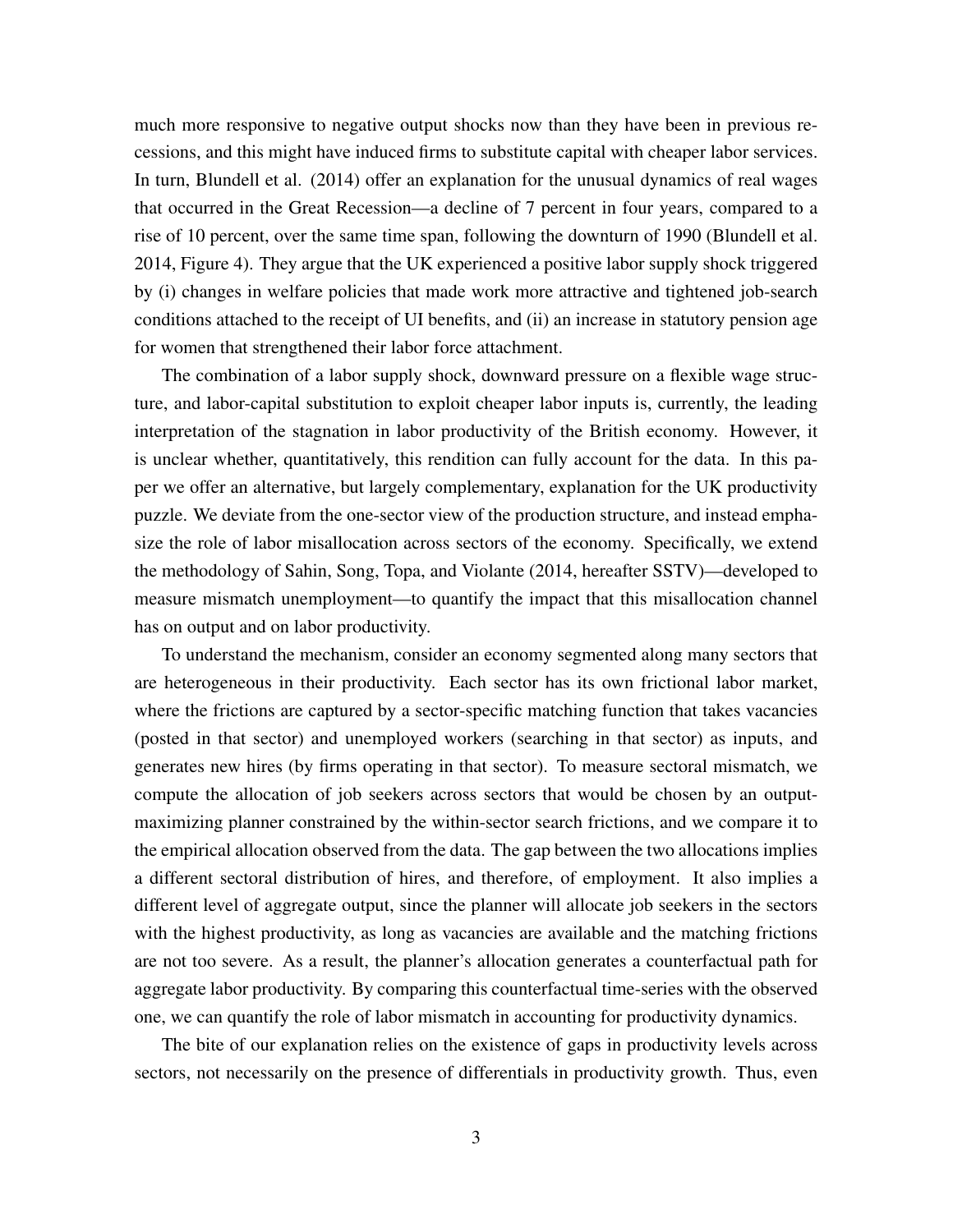much more responsive to negative output shocks now than they have been in previous recessions, and this might have induced firms to substitute capital with cheaper labor services. In turn, Blundell et al. (2014) offer an explanation for the unusual dynamics of real wages that occurred in the Great Recession—a decline of 7 percent in four years, compared to a rise of 10 percent, over the same time span, following the downturn of 1990 (Blundell et al. 2014, Figure 4). They argue that the UK experienced a positive labor supply shock triggered by (i) changes in welfare policies that made work more attractive and tightened job-search conditions attached to the receipt of UI benefits, and (ii) an increase in statutory pension age for women that strengthened their labor force attachment.

The combination of a labor supply shock, downward pressure on a flexible wage structure, and labor-capital substitution to exploit cheaper labor inputs is, currently, the leading interpretation of the stagnation in labor productivity of the British economy. However, it is unclear whether, quantitatively, this rendition can fully account for the data. In this paper we offer an alternative, but largely complementary, explanation for the UK productivity puzzle. We deviate from the one-sector view of the production structure, and instead emphasize the role of labor misallocation across sectors of the economy. Specifically, we extend the methodology of Sahin, Song, Topa, and Violante (2014, hereafter SSTV)—developed to measure mismatch unemployment—to quantify the impact that this misallocation channel has on output and on labor productivity.

To understand the mechanism, consider an economy segmented along many sectors that are heterogeneous in their productivity. Each sector has its own frictional labor market, where the frictions are captured by a sector-specific matching function that takes vacancies (posted in that sector) and unemployed workers (searching in that sector) as inputs, and generates new hires (by firms operating in that sector). To measure sectoral mismatch, we compute the allocation of job seekers across sectors that would be chosen by an output-maximizing planner constrained by the within-sector search frictions, and we compare it to the empirical allocation observed from the data. The gap between the two allocations implies a different sectoral distribution of hires, and therefore, of employment. It also implies a different level of aggregate output, since the planner will allocate job seekers in the sectors with the highest productivity, as long as vacancies are available and the matching frictions are not too severe. As a result, the planner's allocation generates a counterfactual path for aggregate labor productivity. By comparing this counterfactual time-series with the observed one, we can quantify the role of labor mismatch in accounting for productivity dynamics.

The bite of our explanation relies on the existence of gaps in productivity levels across sectors, not necessarily on the presence of differentials in productivity growth. Thus, even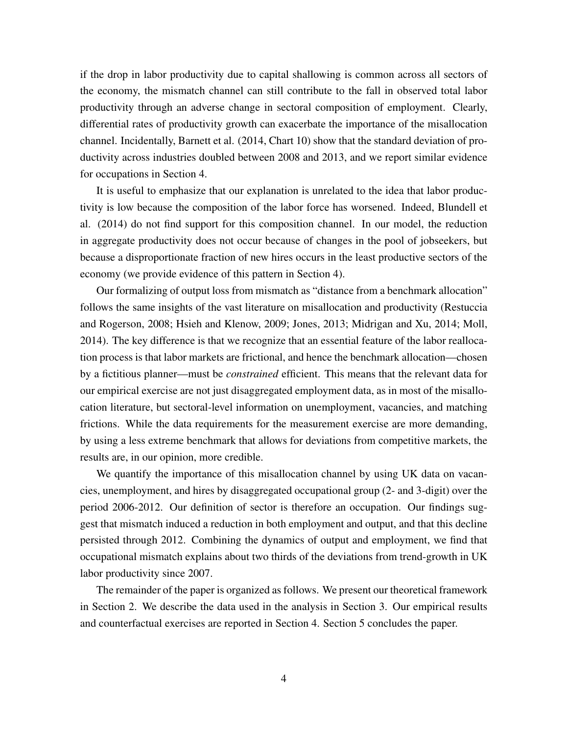if the drop in labor productivity due to capital shallowing is common across all sectors of the economy, the mismatch channel can still contribute to the fall in observed total labor productivity through an adverse change in sectoral composition of employment. Clearly, differential rates of productivity growth can exacerbate the importance of the misallocation channel. Incidentally, Barnett et al. (2014, Chart 10) show that the standard deviation of productivity across industries doubled between 2008 and 2013, and we report similar evidence for occupations in Section 4.

It is useful to emphasize that our explanation is unrelated to the idea that labor productivity is low because the composition of the labor force has worsened. Indeed, Blundell et al. (2014) do not find support for this composition channel. In our model, the reduction in aggregate productivity does not occur because of changes in the pool of jobseekers, but because a disproportionate fraction of new hires occurs in the least productive sectors of the economy (we provide evidence of this pattern in Section 4).

Our formalizing of output loss from mismatch as "distance from a benchmark allocation" follows the same insights of the vast literature on misallocation and productivity (Restuccia and Rogerson, 2008; Hsieh and Klenow, 2009; Jones, 2013; Midrigan and Xu, 2014; Moll, 2014). The key difference is that we recognize that an essential feature of the labor reallocation process is that labor markets are frictional, and hence the benchmark allocation—chosen by a fictitious planner—must be *constrained* efficient. This means that the relevant data for our empirical exercise are not just disaggregated employment data, as in most of the misallocation literature, but sectoral-level information on unemployment, vacancies, and matching frictions. While the data requirements for the measurement exercise are more demanding, by using a less extreme benchmark that allows for deviations from competitive markets, the results are, in our opinion, more credible.

We quantify the importance of this misallocation channel by using UK data on vacancies, unemployment, and hires by disaggregated occupational group (2- and 3-digit) over the period 2006-2012. Our definition of sector is therefore an occupation. Our findings suggest that mismatch induced a reduction in both employment and output, and that this decline persisted through 2012. Combining the dynamics of output and employment, we find that occupational mismatch explains about two thirds of the deviations from trend-growth in UK labor productivity since 2007.

The remainder of the paper is organized as follows. We present our theoretical framework in Section 2. We describe the data used in the analysis in Section 3. Our empirical results and counterfactual exercises are reported in Section 4. Section 5 concludes the paper.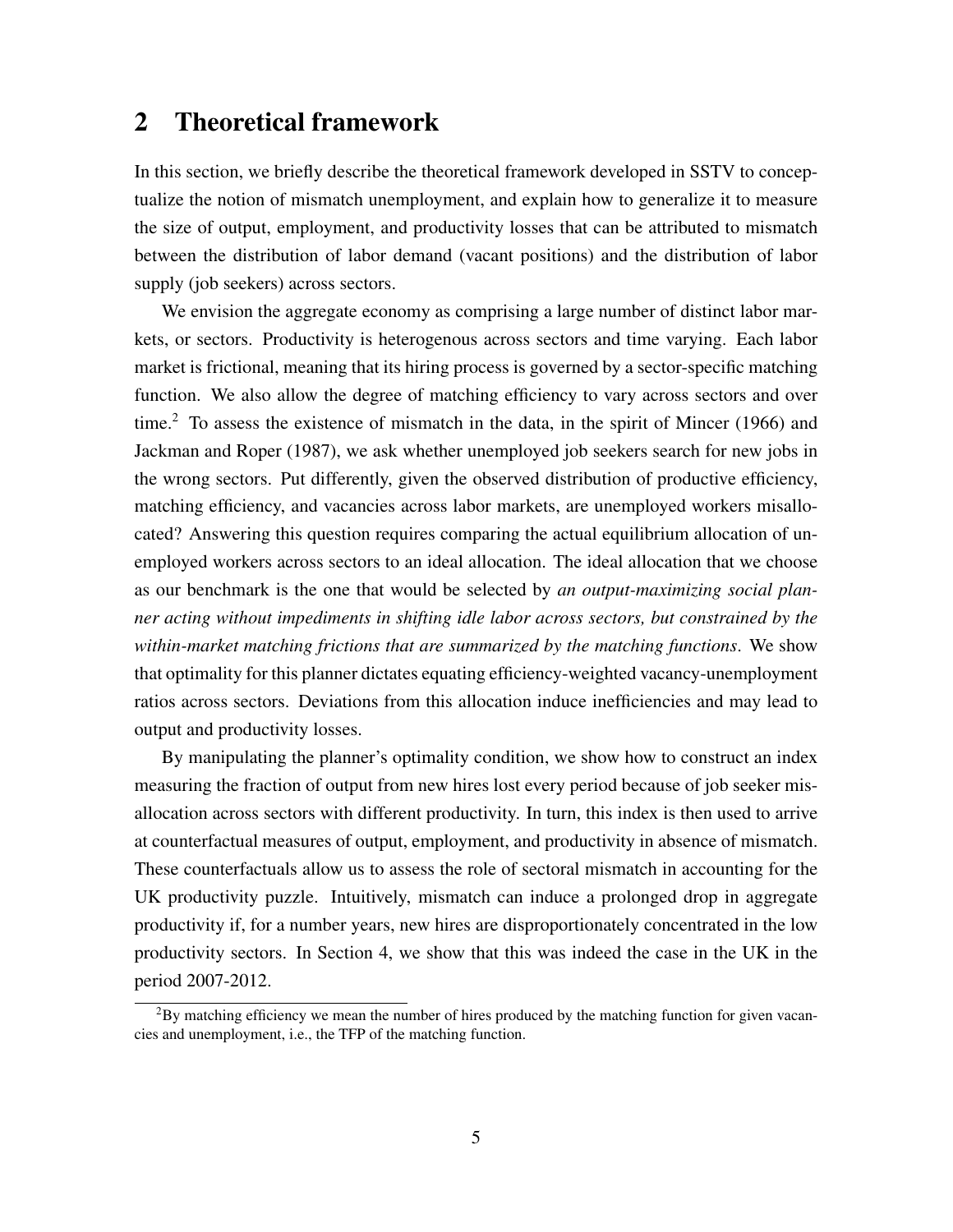## 2 Theoretical framework

In this section, we briefly describe the theoretical framework developed in SSTV to conceptualize the notion of mismatch unemployment, and explain how to generalize it to measure the size of output, employment, and productivity losses that can be attributed to mismatch between the distribution of labor demand (vacant positions) and the distribution of labor supply (job seekers) across sectors.

We envision the aggregate economy as comprising a large number of distinct labor markets, or sectors. Productivity is heterogenous across sectors and time varying. Each labor market is frictional, meaning that its hiring process is governed by a sector-specific matching function. We also allow the degree of matching efficiency to vary across sectors and over time.[2] To assess the existence of mismatch in the data, in the spirit of Mincer (1966) and Jackman and Roper (1987), we ask whether unemployed job seekers search for new jobs in the wrong sectors. Put differently, given the observed distribution of productive efficiency, matching efficiency, and vacancies across labor markets, are unemployed workers misallocated? Answering this question requires comparing the actual equilibrium allocation of unemployed workers across sectors to an ideal allocation. The ideal allocation that we choose as our benchmark is the one that would be selected by *an output-maximizing social planner acting without impediments in shifting idle labor across sectors, but constrained by the within-market matching frictions that are summarized by the matching functions*. We show that optimality for this planner dictates equating efficiency-weighted vacancy-unemployment ratios across sectors. Deviations from this allocation induce inefficiencies and may lead to output and productivity losses.

By manipulating the planner's optimality condition, we show how to construct an index measuring the fraction of output from new hires lost every period because of job seeker misallocation across sectors with different productivity. In turn, this index is then used to arrive at counterfactual measures of output, employment, and productivity in absence of mismatch. These counterfactuals allow us to assess the role of sectoral mismatch in accounting for the UK productivity puzzle. Intuitively, mismatch can induce a prolonged drop in aggregate productivity if, for a number years, new hires are disproportionately concentrated in the low productivity sectors. In Section 4, we show that this was indeed the case in the UK in the period 2007-2012.

[2]By matching efficiency we mean the number of hires produced by the matching function for given vacancies and unemployment, i.e., the TFP of the matching function.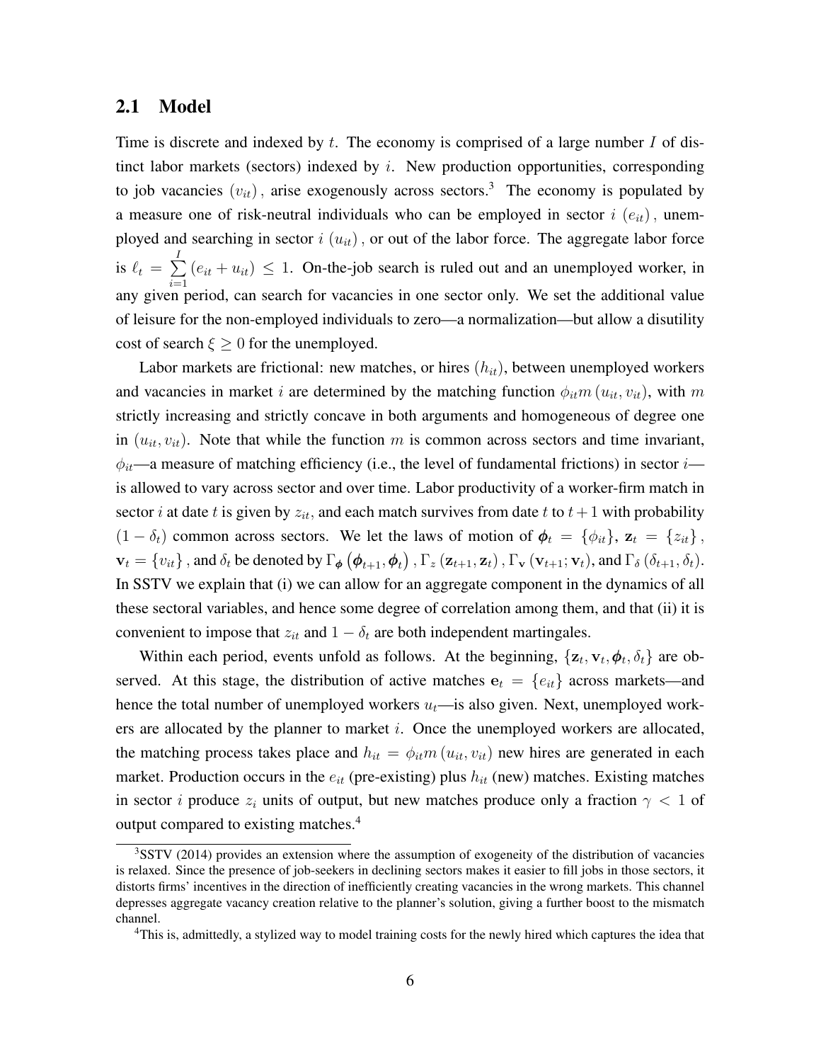## 2.1 Model

Time is discrete and indexed by $t$. The economy is comprised of a large number $I$ of distinct labor markets (sectors) indexed by $i$. New production opportunities, corresponding to job vacancies $(v_{it})$, arise exogenously across sectors.[3] The economy is populated by a measure one of risk-neutral individuals who can be employed in sector $i$ $(e_{it})$, unemployed and searching in sector $i$ $(u_{it})$, or out of the labor force. The aggregate labor force is $\ell_t = \sum_{i=1}^{I} (e_{it} + u_{it}) \leq 1$. On-the-job search is ruled out and an unemployed worker, in any given period, can search for vacancies in one sector only. We set the additional value of leisure for the non-employed individuals to zero—a normalization—but allow a disutility cost of search $\xi \geq 0$ for the unemployed.

Labor markets are frictional: new matches, or hires $(h_{it})$, between unemployed workers and vacancies in market $i$ are determined by the matching function $\phi_{it} m(u_{it}, v_{it})$, with $m$ strictly increasing and strictly concave in both arguments and homogeneous of degree one in $(u_{it}, v_{it})$. Note that while the function $m$ is common across sectors and time invariant, $\phi_{it}$—a measure of matching efficiency (i.e., the level of fundamental frictions) in sector $i$—is allowed to vary across sector and over time. Labor productivity of a worker-firm match in sector $i$ at date $t$ is given by $z_{it}$, and each match survives from date $t$ to $t+1$ with probability $(1 - \delta_t)$ common across sectors. We let the laws of motion of $\boldsymbol{\phi}_t = \{\phi_{it}\}$, $\mathbf{z}_t = \{z_{it}\}$, $\mathbf{v}_t = \{v_{it}\}$, and $\delta_t$ be denoted by $\Gamma_{\boldsymbol{\phi}}(\boldsymbol{\phi}_{t+1}, \boldsymbol{\phi}_t)$, $\Gamma_z(\mathbf{z}_{t+1}, \mathbf{z}_t)$, $\Gamma_{\mathbf{v}}(\mathbf{v}_{t+1}; \mathbf{v}_t)$, and $\Gamma_\delta(\delta_{t+1}, \delta_t)$. In SSTV we explain that (i) we can allow for an aggregate component in the dynamics of all these sectoral variables, and hence some degree of correlation among them, and that (ii) it is convenient to impose that $z_{it}$ and $1 - \delta_t$ are both independent martingales.

Within each period, events unfold as follows. At the beginning, $\{\mathbf{z}_t, \mathbf{v}_t, \boldsymbol{\phi}_t, \delta_t\}$ are observed. At this stage, the distribution of active matches $\mathbf{e}_t = \{e_{it}\}$ across markets—and hence the total number of unemployed workers $u_t$—is also given. Next, unemployed workers are allocated by the planner to market $i$. Once the unemployed workers are allocated, the matching process takes place and $h_{it} = \phi_{it} m(u_{it}, v_{it})$ new hires are generated in each market. Production occurs in the $e_{it}$ (pre-existing) plus $h_{it}$ (new) matches. Existing matches in sector $i$ produce $z_i$ units of output, but new matches produce only a fraction $\gamma < 1$ of output compared to existing matches.[4]

---

[3] SSTV (2014) provides an extension where the assumption of exogeneity of the distribution of vacancies is relaxed. Since the presence of job-seekers in declining sectors makes it easier to fill jobs in those sectors, it distorts firms' incentives in the direction of inefficiently creating vacancies in the wrong markets. This channel depresses aggregate vacancy creation relative to the planner's solution, giving a further boost to the mismatch channel.

[4] This is, admittedly, a stylized way to model training costs for the newly hired which captures the idea that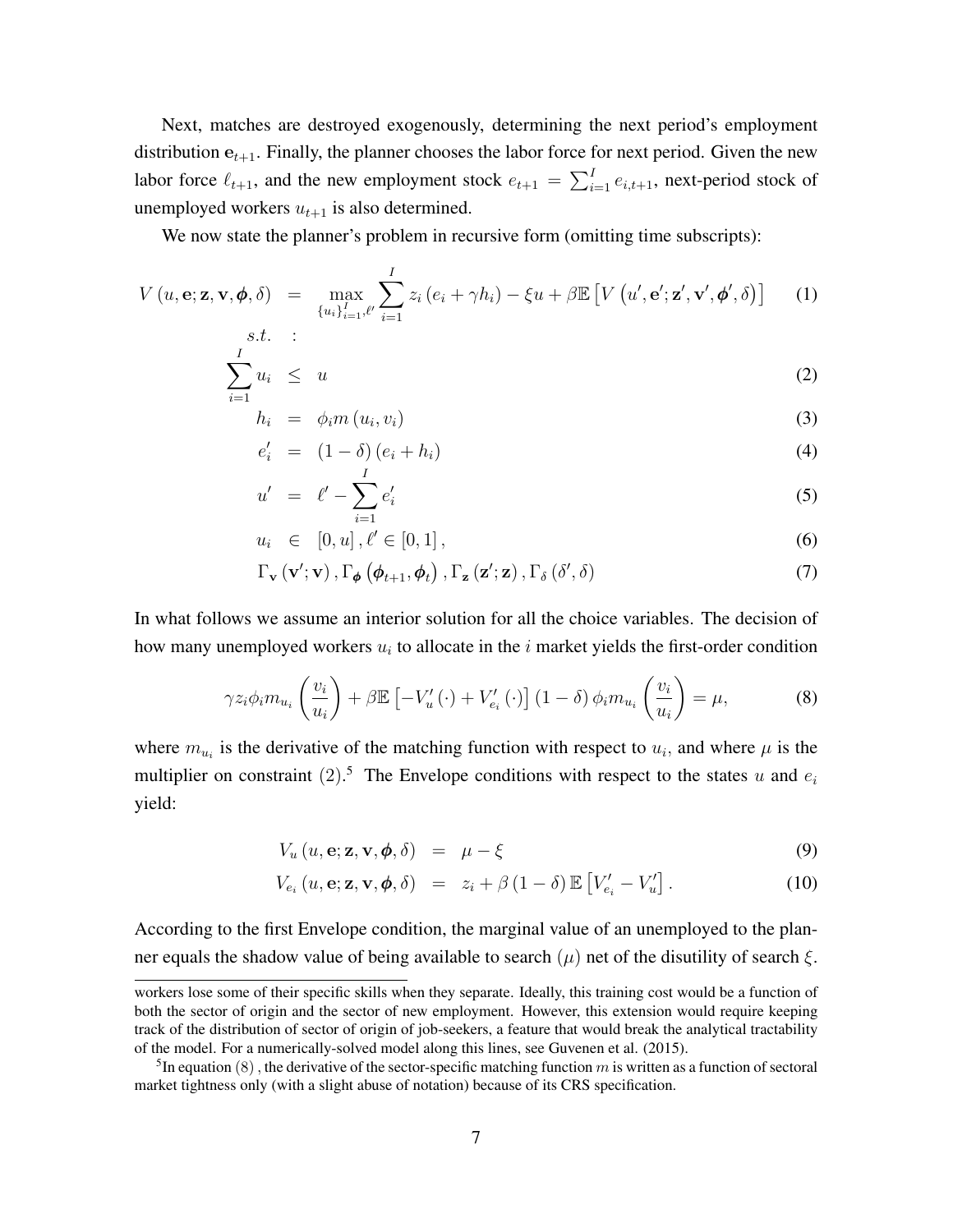Next, matches are destroyed exogenously, determining the next period's employment distribution $\mathbf{e}_{t+1}$. Finally, the planner chooses the labor force for next period. Given the new labor force $\ell_{t+1}$, and the new employment stock $e_{t+1} = \sum_{i=1}^{I} e_{i,t+1}$, next-period stock of unemployed workers $u_{t+1}$ is also determined.

We now state the planner's problem in recursive form (omitting time subscripts):

$$V\left(u, \mathbf{e}; \mathbf{z}, \mathbf{v}, \boldsymbol{\phi}, \delta\right) = \max_{\{u_i\}_{i=1}^{I}, \ell'} \sum_{i=1}^{I} z_i \left(e_i + \gamma h_i\right) - \xi u + \beta \mathbb{E}\left[V\left(u', \mathbf{e}'; \mathbf{z}', \mathbf{v}', \boldsymbol{\phi}', \delta\right)\right] \tag{1}$$

$$s.t. \quad :$$

$$\sum_{i=1}^{I} u_i \leq u \tag{2}$$

$$h_i = \phi_i m\left(u_i, v_i\right) \tag{3}$$

$$e_i' = \left(1 - \delta\right)\left(e_i + h_i\right) \tag{4}$$

$$u' = \ell' - \sum_{i=1}^{I} e_i' \tag{5}$$

$$u_i \in \left[0, u\right], \ell' \in \left[0, 1\right], \tag{6}$$

$$\Gamma_{\mathbf{v}}\left(\mathbf{v}'; \mathbf{v}\right), \Gamma_{\boldsymbol{\phi}}\left(\boldsymbol{\phi}_{t+1}, \boldsymbol{\phi}_t\right), \Gamma_{\mathbf{z}}\left(\mathbf{z}'; \mathbf{z}\right), \Gamma_{\delta}\left(\delta', \delta\right) \tag{7}$$

In what follows we assume an interior solution for all the choice variables. The decision of how many unemployed workers $u_i$ to allocate in the $i$ market yields the first-order condition

$$\gamma z_i \phi_i m_{u_i}\left(\frac{v_i}{u_i}\right) + \beta \mathbb{E}\left[-V_u'\left(\cdot\right) + V_{e_i}'\left(\cdot\right)\right]\left(1 - \delta\right) \phi_i m_{u_i}\left(\frac{v_i}{u_i}\right) = \mu, \tag{8}$$

where $m_{u_i}$ is the derivative of the matching function with respect to $u_i$, and where $\mu$ is the multiplier on constraint $(2)$.[5] The Envelope conditions with respect to the states $u$ and $e_i$ yield:

$$V_u\left(u, \mathbf{e}; \mathbf{z}, \mathbf{v}, \boldsymbol{\phi}, \delta\right) = \mu - \xi \tag{9}$$

$$V_{e_i}\left(u, \mathbf{e}; \mathbf{z}, \mathbf{v}, \boldsymbol{\phi}, \delta\right) = z_i + \beta\left(1 - \delta\right) \mathbb{E}\left[V_{e_i}' - V_u'\right]. \tag{10}$$

According to the first Envelope condition, the marginal value of an unemployed to the planner equals the shadow value of being available to search $(\mu)$ net of the disutility of search $\xi$.

---

workers lose some of their specific skills when they separate. Ideally, this training cost would be a function of both the sector of origin and the sector of new employment. However, this extension would require keeping track of the distribution of sector of origin of job-seekers, a feature that would break the analytical tractability of the model. For a numerically-solved model along this lines, see Guvenen et al. (2015).

[5] In equation $(8)$, the derivative of the sector-specific matching function $m$ is written as a function of sectoral market tightness only (with a slight abuse of notation) because of its CRS specification.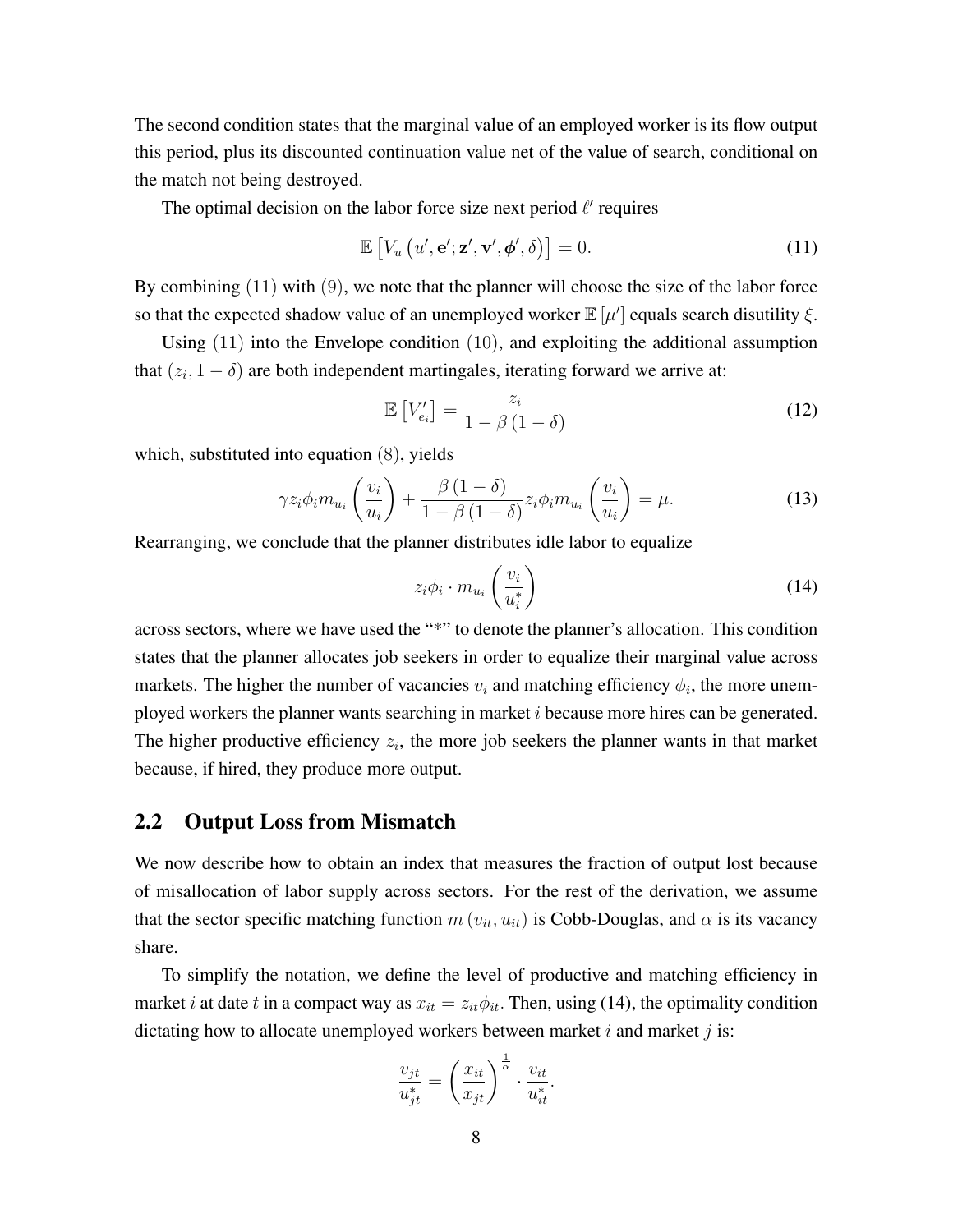The second condition states that the marginal value of an employed worker is its flow output this period, plus its discounted continuation value net of the value of search, conditional on the match not being destroyed.

The optimal decision on the labor force size next period $\ell'$ requires

$$\mathbb{E}\left[V_u\left(u', \mathbf{e}'; \mathbf{z}', \mathbf{v}', \boldsymbol{\phi}', \delta\right)\right] = 0. \tag{11}$$

By combining (11) with (9), we note that the planner will choose the size of the labor force so that the expected shadow value of an unemployed worker $\mathbb{E}[\mu']$ equals search disutility $\xi$.

Using (11) into the Envelope condition (10), and exploiting the additional assumption that $(z_i, 1-\delta)$ are both independent martingales, iterating forward we arrive at:

$$\mathbb{E}\left[V'_{e_i}\right] = \frac{z_i}{1-\beta(1-\delta)} \tag{12}$$

which, substituted into equation (8), yields

$$\gamma z_i \phi_i m_{u_i}\left(\frac{v_i}{u_i}\right) + \frac{\beta(1-\delta)}{1-\beta(1-\delta)} z_i \phi_i m_{u_i}\left(\frac{v_i}{u_i}\right) = \mu. \tag{13}$$

Rearranging, we conclude that the planner distributes idle labor to equalize

$$z_i \phi_i \cdot m_{u_i}\left(\frac{v_i}{u_i^*}\right) \tag{14}$$

across sectors, where we have used the "*" to denote the planner's allocation. This condition states that the planner allocates job seekers in order to equalize their marginal value across markets. The higher the number of vacancies $v_i$ and matching efficiency $\phi_i$, the more unemployed workers the planner wants searching in market $i$ because more hires can be generated. The higher productive efficiency $z_i$, the more job seekers the planner wants in that market because, if hired, they produce more output.

## 2.2 Output Loss from Mismatch

We now describe how to obtain an index that measures the fraction of output lost because of misallocation of labor supply across sectors. For the rest of the derivation, we assume that the sector specific matching function $m(v_{it}, u_{it})$ is Cobb-Douglas, and $\alpha$ is its vacancy share.

To simplify the notation, we define the level of productive and matching efficiency in market $i$ at date $t$ in a compact way as $x_{it} = z_{it}\phi_{it}$. Then, using (14), the optimality condition dictating how to allocate unemployed workers between market $i$ and market $j$ is:

$$\frac{v_{jt}}{u_{jt}^*} = \left(\frac{x_{it}}{x_{jt}}\right)^{\frac{1}{\alpha}} \cdot \frac{v_{it}}{u_{it}^*}.$$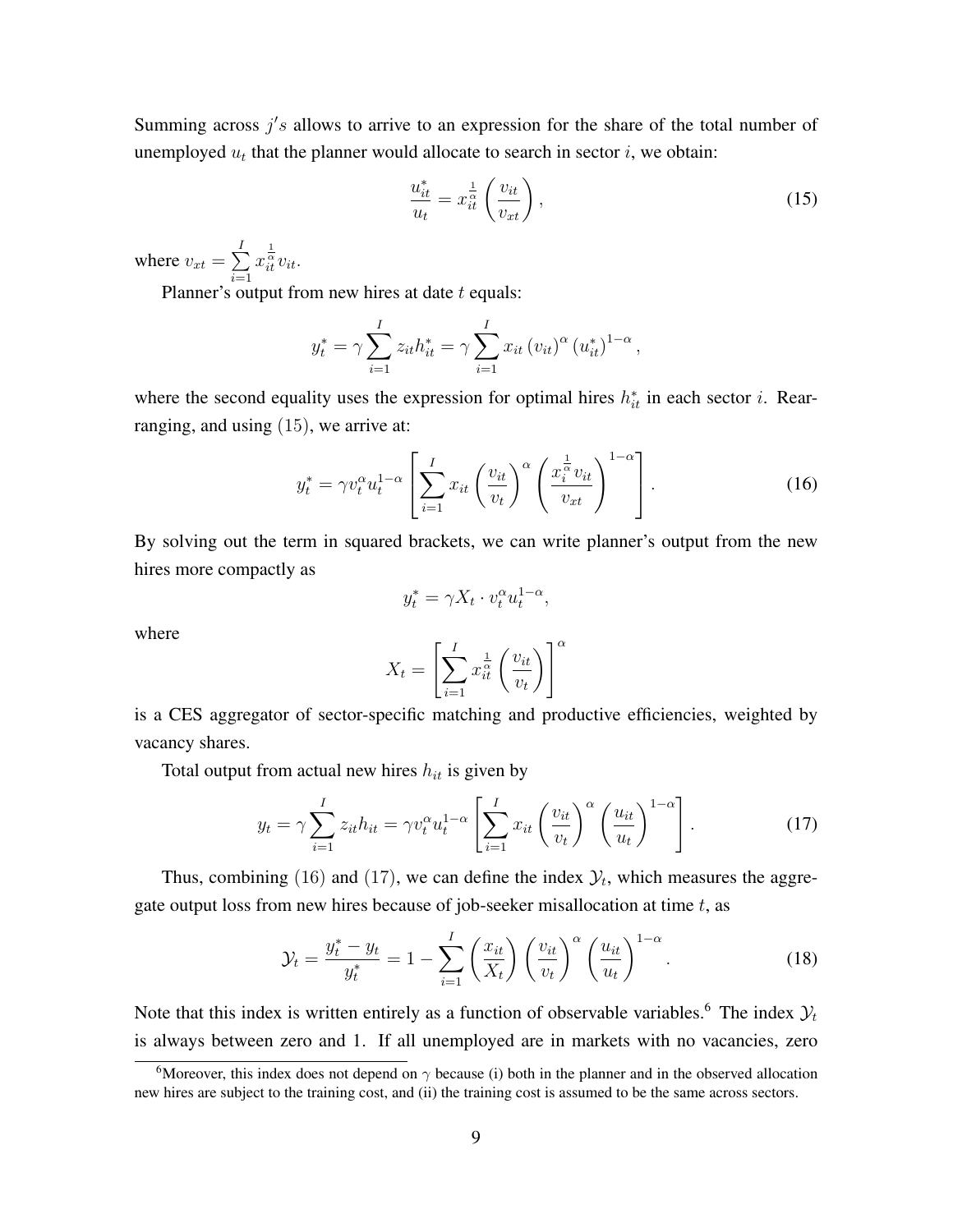Summing across $j's$ allows to arrive to an expression for the share of the total number of unemployed $u_t$ that the planner would allocate to search in sector $i$, we obtain:

$$\frac{u_{it}^*}{u_t} = x_{it}^{\frac{1}{\alpha}} \left( \frac{v_{it}}{v_{xt}} \right), \tag{15}$$

where $v_{xt} = \sum_{i=1}^{I} x_{it}^{\frac{1}{\alpha}} v_{it}$.

Planner's output from new hires at date $t$ equals:

$$y_t^* = \gamma \sum_{i=1}^{I} z_{it} h_{it}^* = \gamma \sum_{i=1}^{I} x_{it} \left(v_{it}\right)^{\alpha} \left(u_{it}^*\right)^{1-\alpha},$$

where the second equality uses the expression for optimal hires $h_{it}^*$ in each sector $i$. Rearranging, and using (15), we arrive at:

$$y_t^* = \gamma v_t^{\alpha} u_t^{1-\alpha} \left[ \sum_{i=1}^{I} x_{it} \left( \frac{v_{it}}{v_t} \right)^{\alpha} \left( \frac{x_i^{\frac{1}{\alpha}} v_{it}}{v_{xt}} \right)^{1-\alpha} \right]. \tag{16}$$

By solving out the term in squared brackets, we can write planner's output from the new hires more compactly as

$$y_t^* = \gamma X_t \cdot v_t^{\alpha} u_t^{1-\alpha},$$

where

$$X_t = \left[ \sum_{i=1}^{I} x_{it}^{\frac{1}{\alpha}} \left( \frac{v_{it}}{v_t} \right) \right]^{\alpha}$$

is a CES aggregator of sector-specific matching and productive efficiencies, weighted by vacancy shares.

Total output from actual new hires $h_{it}$ is given by

$$y_t = \gamma \sum_{i=1}^{I} z_{it} h_{it} = \gamma v_t^{\alpha} u_t^{1-\alpha} \left[ \sum_{i=1}^{I} x_{it} \left( \frac{v_{it}}{v_t} \right)^{\alpha} \left( \frac{u_{it}}{u_t} \right)^{1-\alpha} \right]. \tag{17}$$

Thus, combining (16) and (17), we can define the index $\mathcal{Y}_t$, which measures the aggregate output loss from new hires because of job-seeker misallocation at time $t$, as

$$\mathcal{Y}_t = \frac{y_t^* - y_t}{y_t^*} = 1 - \sum_{i=1}^{I} \left( \frac{x_{it}}{X_t} \right) \left( \frac{v_{it}}{v_t} \right)^{\alpha} \left( \frac{u_{it}}{u_t} \right)^{1-\alpha}. \tag{18}$$

Note that this index is written entirely as a function of observable variables.[6] The index $\mathcal{Y}_t$ is always between zero and 1. If all unemployed are in markets with no vacancies, zero

[6] Moreover, this index does not depend on $\gamma$ because (i) both in the planner and in the observed allocation new hires are subject to the training cost, and (ii) the training cost is assumed to be the same across sectors.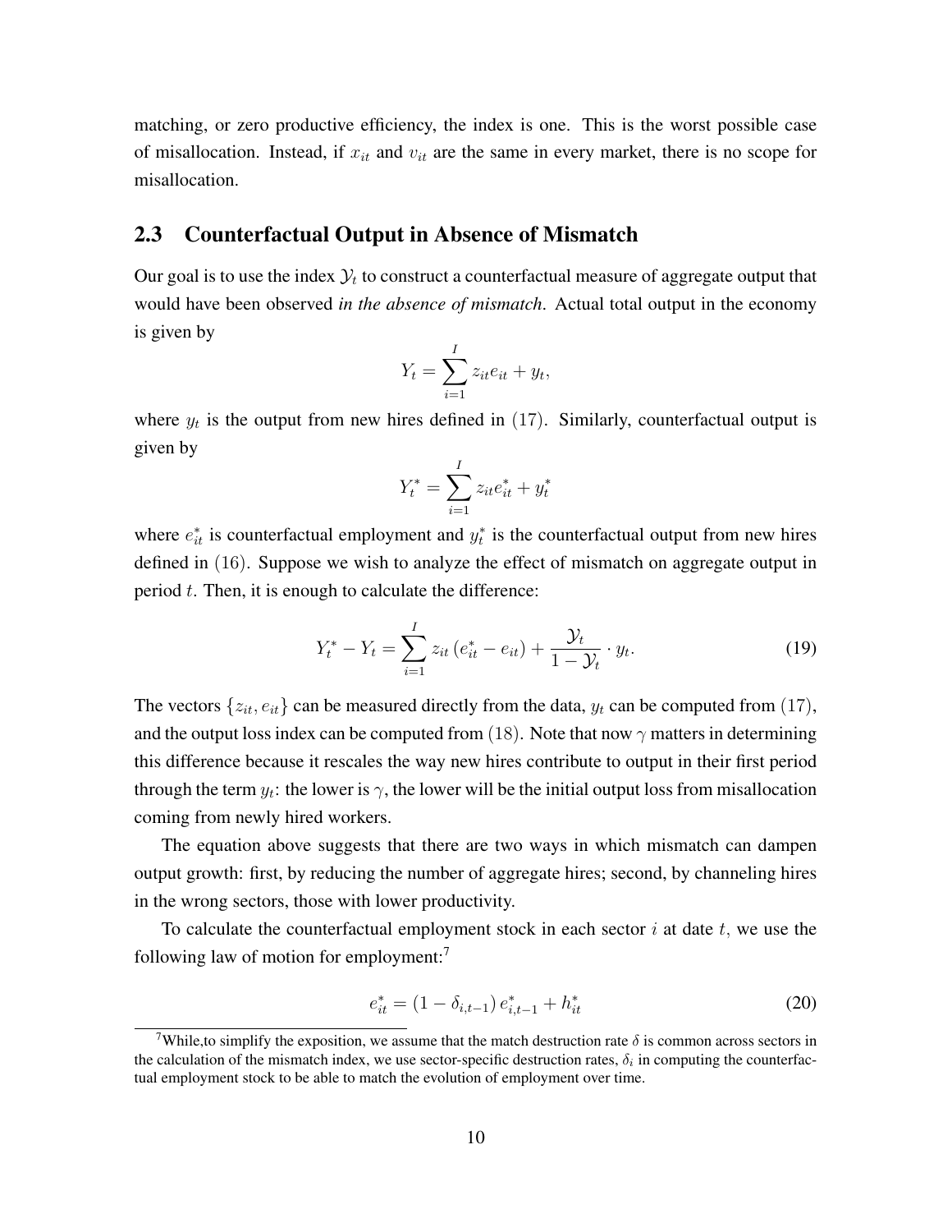matching, or zero productive efficiency, the index is one. This is the worst possible case of misallocation. Instead, if $x_{it}$ and $v_{it}$ are the same in every market, there is no scope for misallocation.

### 2.3 Counterfactual Output in Absence of Mismatch

Our goal is to use the index $\mathcal{Y}_t$ to construct a counterfactual measure of aggregate output that would have been observed *in the absence of mismatch*. Actual total output in the economy is given by

$$Y_t = \sum_{i=1}^{I} z_{it} e_{it} + y_t,$$

where $y_t$ is the output from new hires defined in $(17)$. Similarly, counterfactual output is given by

$$Y_t^* = \sum_{i=1}^{I} z_{it} e_{it}^* + y_t^*$$

where $e_{it}^*$ is counterfactual employment and $y_t^*$ is the counterfactual output from new hires defined in $(16)$. Suppose we wish to analyze the effect of mismatch on aggregate output in period $t$. Then, it is enough to calculate the difference:

$$Y_t^* - Y_t = \sum_{i=1}^{I} z_{it} \left( e_{it}^* - e_{it} \right) + \frac{\mathcal{Y}_t}{1 - \mathcal{Y}_t} \cdot y_t. \tag{19}$$

The vectors $\{z_{it}, e_{it}\}$ can be measured directly from the data, $y_t$ can be computed from $(17)$, and the output loss index can be computed from $(18)$. Note that now $\gamma$ matters in determining this difference because it rescales the way new hires contribute to output in their first period through the term $y_t$: the lower is $\gamma$, the lower will be the initial output loss from misallocation coming from newly hired workers.

The equation above suggests that there are two ways in which mismatch can dampen output growth: first, by reducing the number of aggregate hires; second, by channeling hires in the wrong sectors, those with lower productivity.

To calculate the counterfactual employment stock in each sector $i$ at date $t$, we use the following law of motion for employment:[7]

$$e_{it}^* = \left(1 - \delta_{i,t-1}\right) e_{i,t-1}^* + h_{it}^* \tag{20}$$

[7]While,to simplify the exposition, we assume that the match destruction rate $\delta$ is common across sectors in the calculation of the mismatch index, we use sector-specific destruction rates, $\delta_i$ in computing the counterfactual employment stock to be able to match the evolution of employment over time.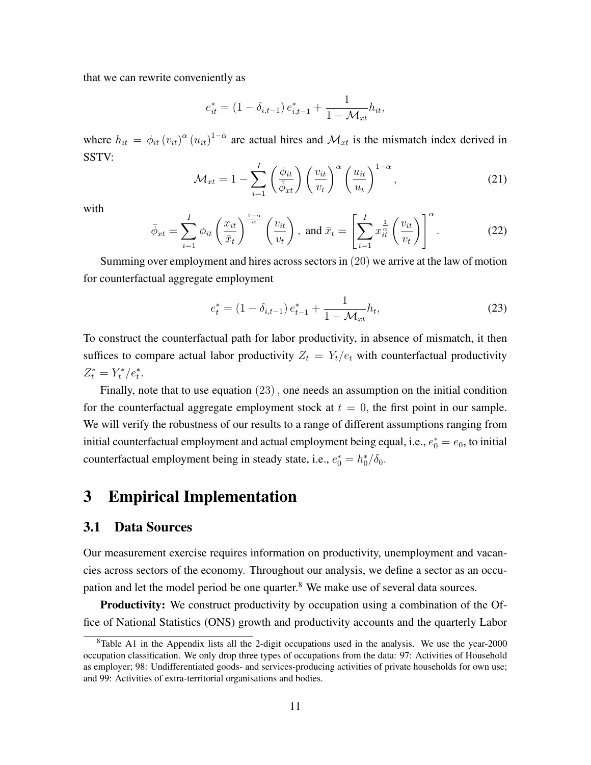that we can rewrite conveniently as

$$e_{it}^* = (1 - \delta_{i,t-1}) e_{i,t-1}^* + \frac{1}{1 - \mathcal{M}_{xt}} h_{it},$$

where $h_{it} = \phi_{it} (v_{it})^\alpha (u_{it})^{1-\alpha}$ are actual hires and $\mathcal{M}_{xt}$ is the mismatch index derived in SSTV:

$$\mathcal{M}_{xt} = 1 - \sum_{i=1}^{I} \left( \frac{\phi_{it}}{\bar{\phi}_{xt}} \right) \left( \frac{v_{it}}{v_t} \right)^\alpha \left( \frac{u_{it}}{u_t} \right)^{1-\alpha}, \tag{21}$$

with

$$\bar{\phi}_{xt} = \sum_{i=1}^{I} \phi_{it} \left( \frac{x_{it}}{\bar{x}_t} \right)^{\frac{1-\alpha}{\alpha}} \left( \frac{v_{it}}{v_t} \right), \text{ and } \bar{x}_t = \left[ \sum_{i=1}^{I} x_{it}^{\frac{1}{\alpha}} \left( \frac{v_{it}}{v_t} \right) \right]^\alpha. \tag{22}$$

Summing over employment and hires across sectors in $(20)$ we arrive at the law of motion for counterfactual aggregate employment

$$e_t^* = (1 - \delta_{i,t-1}) e_{t-1}^* + \frac{1}{1 - \mathcal{M}_{xt}} h_t, \tag{23}$$

To construct the counterfactual path for labor productivity, in absence of mismatch, it then suffices to compare actual labor productivity $Z_t = Y_t/e_t$ with counterfactual productivity $Z_t^* = Y_t^*/e_t^*$.

Finally, note that to use equation $(23)$, one needs an assumption on the initial condition for the counterfactual aggregate employment stock at $t = 0$, the first point in our sample. We will verify the robustness of our results to a range of different assumptions ranging from initial counterfactual employment and actual employment being equal, i.e., $e_0^* = e_0$, to initial counterfactual employment being in steady state, i.e., $e_0^* = h_0^*/\delta_0$.

# 3 Empirical Implementation

## 3.1 Data Sources

Our measurement exercise requires information on productivity, unemployment and vacancies across sectors of the economy. Throughout our analysis, we define a sector as an occupation and let the model period be one quarter.[8] We make use of several data sources.

**Productivity:** We construct productivity by occupation using a combination of the Office of National Statistics (ONS) growth and productivity accounts and the quarterly Labor

[8] Table A1 in the Appendix lists all the 2-digit occupations used in the analysis. We use the year-2000 occupation classification. We only drop three types of occupations from the data: 97: Activities of Household as employer; 98: Undifferentiated goods- and services-producing activities of private households for own use; and 99: Activities of extra-territorial organisations and bodies.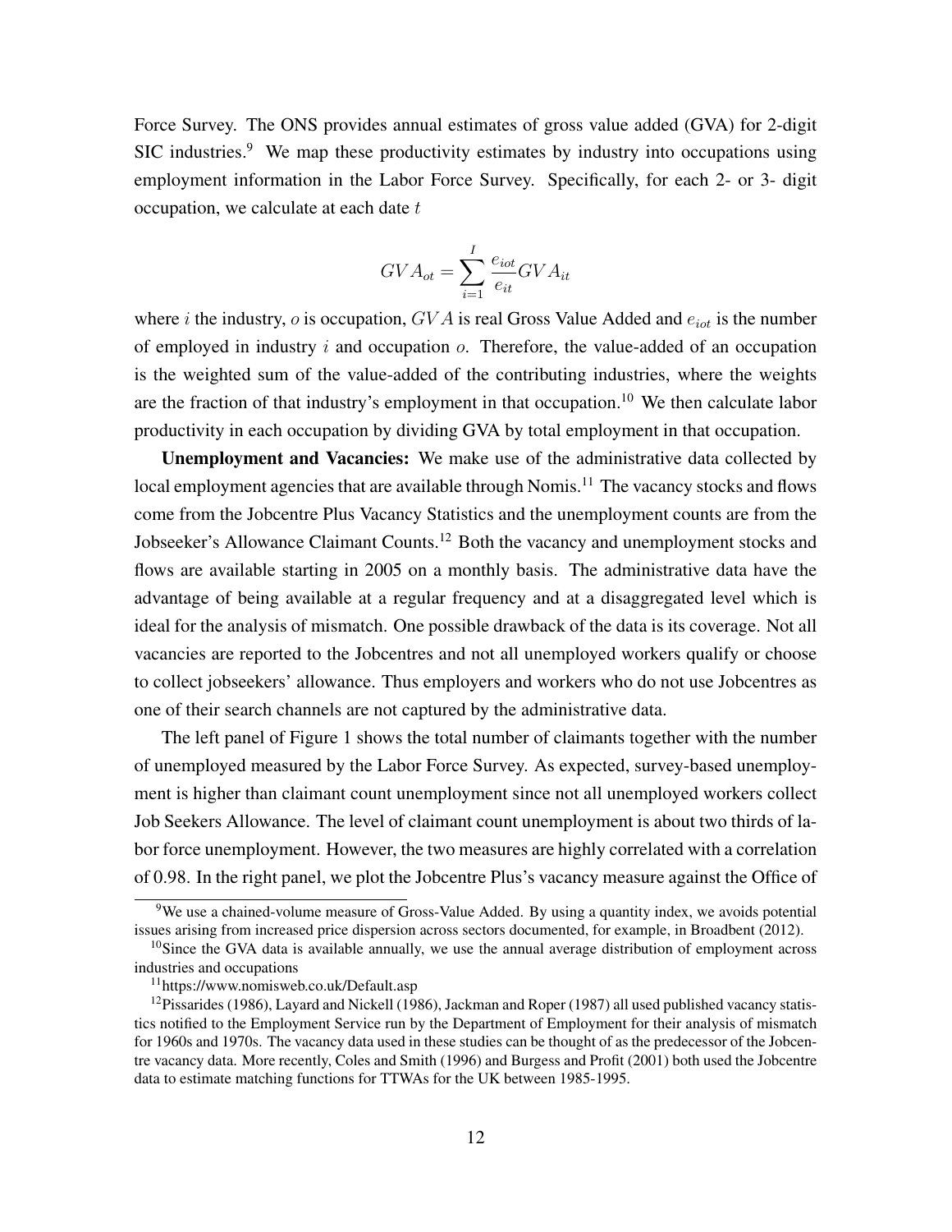Force Survey. The ONS provides annual estimates of gross value added (GVA) for 2-digit SIC industries.[9] We map these productivity estimates by industry into occupations using employment information in the Labor Force Survey. Specifically, for each 2- or 3- digit occupation, we calculate at each date $t$

$$GVA_{ot} = \sum_{i=1}^{I} \frac{e_{iot}}{e_{it}} GVA_{it}$$

where $i$ the industry, $o$ is occupation, $GVA$ is real Gross Value Added and $e_{iot}$ is the number of employed in industry $i$ and occupation $o$. Therefore, the value-added of an occupation is the weighted sum of the value-added of the contributing industries, where the weights are the fraction of that industry's employment in that occupation.[10] We then calculate labor productivity in each occupation by dividing GVA by total employment in that occupation.

**Unemployment and Vacancies:** We make use of the administrative data collected by local employment agencies that are available through Nomis.[11] The vacancy stocks and flows come from the Jobcentre Plus Vacancy Statistics and the unemployment counts are from the Jobseeker's Allowance Claimant Counts.[12] Both the vacancy and unemployment stocks and flows are available starting in 2005 on a monthly basis. The administrative data have the advantage of being available at a regular frequency and at a disaggregated level which is ideal for the analysis of mismatch. One possible drawback of the data is its coverage. Not all vacancies are reported to the Jobcentres and not all unemployed workers qualify or choose to collect jobseekers' allowance. Thus employers and workers who do not use Jobcentres as one of their search channels are not captured by the administrative data.

The left panel of Figure 1 shows the total number of claimants together with the number of unemployed measured by the Labor Force Survey. As expected, survey-based unemployment is higher than claimant count unemployment since not all unemployed workers collect Job Seekers Allowance. The level of claimant count unemployment is about two thirds of labor force unemployment. However, the two measures are highly correlated with a correlation of 0.98. In the right panel, we plot the Jobcentre Plus's vacancy measure against the Office of

---

[9] We use a chained-volume measure of Gross-Value Added. By using a quantity index, we avoids potential issues arising from increased price dispersion across sectors documented, for example, in Broadbent (2012).

[10] Since the GVA data is available annually, we use the annual average distribution of employment across industries and occupations

[11] https://www.nomisweb.co.uk/Default.asp

[12] Pissarides (1986), Layard and Nickell (1986), Jackman and Roper (1987) all used published vacancy statistics notified to the Employment Service run by the Department of Employment for their analysis of mismatch for 1960s and 1970s. The vacancy data used in these studies can be thought of as the predecessor of the Jobcentre vacancy data. More recently, Coles and Smith (1996) and Burgess and Profit (2001) both used the Jobcentre data to estimate matching functions for TTWAs for the UK between 1985-1995.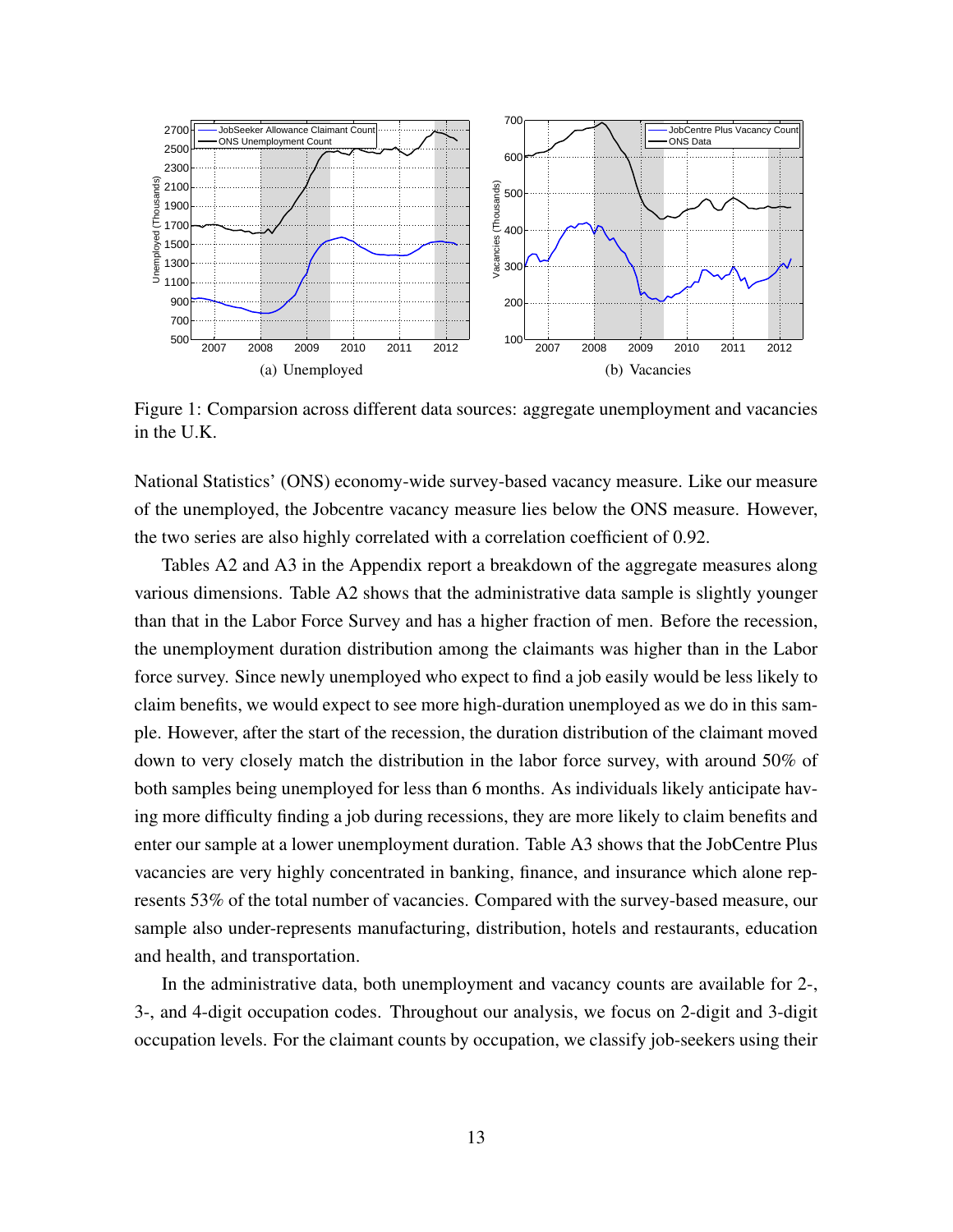(a) Unemployed

(b) Vacancies

Figure 1: Comparsion across different data sources: aggregate unemployment and vacancies in the U.K.

National Statistics' (ONS) economy-wide survey-based vacancy measure. Like our measure of the unemployed, the Jobcentre vacancy measure lies below the ONS measure. However, the two series are also highly correlated with a correlation coefficient of 0.92.

Tables A2 and A3 in the Appendix report a breakdown of the aggregate measures along various dimensions. Table A2 shows that the administrative data sample is slightly younger than that in the Labor Force Survey and has a higher fraction of men. Before the recession, the unemployment duration distribution among the claimants was higher than in the Labor force survey. Since newly unemployed who expect to find a job easily would be less likely to claim benefits, we would expect to see more high-duration unemployed as we do in this sample. However, after the start of the recession, the duration distribution of the claimant moved down to very closely match the distribution in the labor force survey, with around 50% of both samples being unemployed for less than 6 months. As individuals likely anticipate having more difficulty finding a job during recessions, they are more likely to claim benefits and enter our sample at a lower unemployment duration. Table A3 shows that the JobCentre Plus vacancies are very highly concentrated in banking, finance, and insurance which alone represents 53% of the total number of vacancies. Compared with the survey-based measure, our sample also under-represents manufacturing, distribution, hotels and restaurants, education and health, and transportation.

In the administrative data, both unemployment and vacancy counts are available for 2-, 3-, and 4-digit occupation codes. Throughout our analysis, we focus on 2-digit and 3-digit occupation levels. For the claimant counts by occupation, we classify job-seekers using their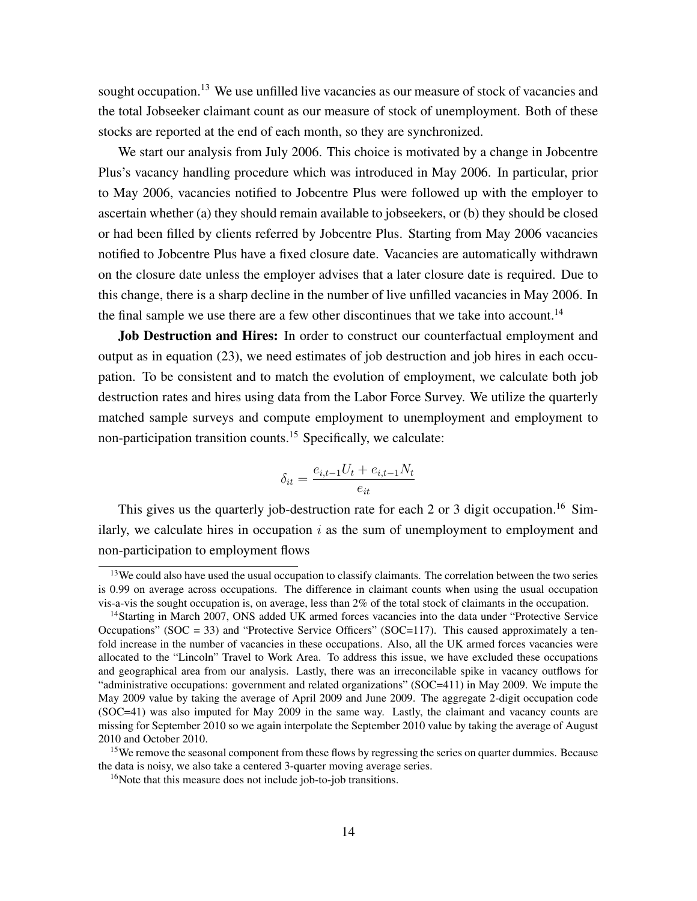sought occupation.[13] We use unfilled live vacancies as our measure of stock of vacancies and the total Jobseeker claimant count as our measure of stock of unemployment. Both of these stocks are reported at the end of each month, so they are synchronized.

We start our analysis from July 2006. This choice is motivated by a change in Jobcentre Plus's vacancy handling procedure which was introduced in May 2006. In particular, prior to May 2006, vacancies notified to Jobcentre Plus were followed up with the employer to ascertain whether (a) they should remain available to jobseekers, or (b) they should be closed or had been filled by clients referred by Jobcentre Plus. Starting from May 2006 vacancies notified to Jobcentre Plus have a fixed closure date. Vacancies are automatically withdrawn on the closure date unless the employer advises that a later closure date is required. Due to this change, there is a sharp decline in the number of live unfilled vacancies in May 2006. In the final sample we use there are a few other discontinues that we take into account.[14]

**Job Destruction and Hires:** In order to construct our counterfactual employment and output as in equation (23), we need estimates of job destruction and job hires in each occupation. To be consistent and to match the evolution of employment, we calculate both job destruction rates and hires using data from the Labor Force Survey. We utilize the quarterly matched sample surveys and compute employment to unemployment and employment to non-participation transition counts.[15] Specifically, we calculate:

$$\delta_{it} = \frac{e_{i,t-1}U_t + e_{i,t-1}N_t}{e_{it}}$$

This gives us the quarterly job-destruction rate for each 2 or 3 digit occupation.[16] Similarly, we calculate hires in occupation $i$ as the sum of unemployment to employment and non-participation to employment flows

---

[13] We could also have used the usual occupation to classify claimants. The correlation between the two series is 0.99 on average across occupations. The difference in claimant counts when using the usual occupation vis-a-vis the sought occupation is, on average, less than 2% of the total stock of claimants in the occupation.

[14] Starting in March 2007, ONS added UK armed forces vacancies into the data under "Protective Service Occupations" (SOC = 33) and "Protective Service Officers" (SOC=117). This caused approximately a tenfold increase in the number of vacancies in these occupations. Also, all the UK armed forces vacancies were allocated to the "Lincoln" Travel to Work Area. To address this issue, we have excluded these occupations and geographical area from our analysis. Lastly, there was an irreconcilable spike in vacancy outflows for "administrative occupations: government and related organizations" (SOC=411) in May 2009. We impute the May 2009 value by taking the average of April 2009 and June 2009. The aggregate 2-digit occupation code (SOC=41) was also imputed for May 2009 in the same way. Lastly, the claimant and vacancy counts are missing for September 2010 so we again interpolate the September 2010 value by taking the average of August 2010 and October 2010.

[15] We remove the seasonal component from these flows by regressing the series on quarter dummies. Because the data is noisy, we also take a centered 3-quarter moving average series.

[16] Note that this measure does not include job-to-job transitions.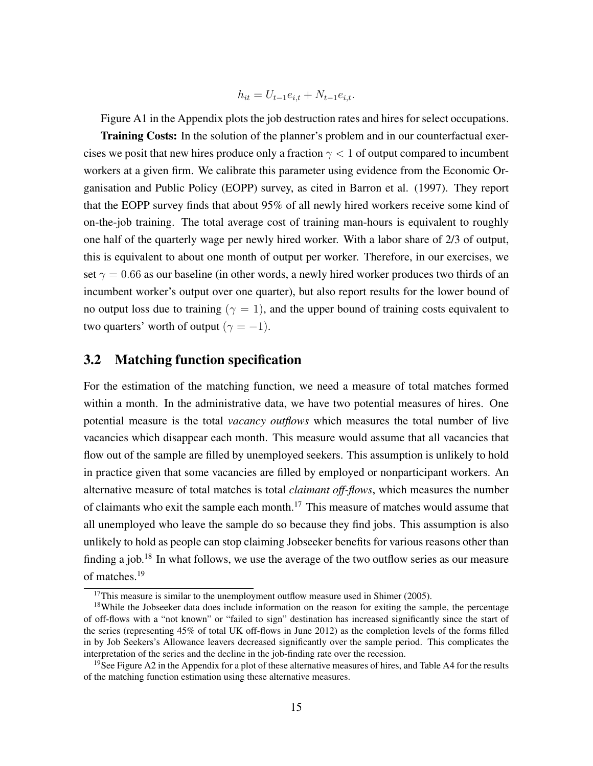$$h_{it} = U_{t-1}e_{i,t} + N_{t-1}e_{i,t}.$$

Figure A1 in the Appendix plots the job destruction rates and hires for select occupations.

**Training Costs:** In the solution of the planner's problem and in our counterfactual exercises we posit that new hires produce only a fraction $\gamma < 1$ of output compared to incumbent workers at a given firm. We calibrate this parameter using evidence from the Economic Organisation and Public Policy (EOPP) survey, as cited in Barron et al. (1997). They report that the EOPP survey finds that about 95% of all newly hired workers receive some kind of on-the-job training. The total average cost of training man-hours is equivalent to roughly one half of the quarterly wage per newly hired worker. With a labor share of 2/3 of output, this is equivalent to about one month of output per worker. Therefore, in our exercises, we set $\gamma = 0.66$ as our baseline (in other words, a newly hired worker produces two thirds of an incumbent worker's output over one quarter), but also report results for the lower bound of no output loss due to training ($\gamma = 1$), and the upper bound of training costs equivalent to two quarters' worth of output ($\gamma = -1$).

## 3.2 Matching function specification

For the estimation of the matching function, we need a measure of total matches formed within a month. In the administrative data, we have two potential measures of hires. One potential measure is the total *vacancy outflows* which measures the total number of live vacancies which disappear each month. This measure would assume that all vacancies that flow out of the sample are filled by unemployed seekers. This assumption is unlikely to hold in practice given that some vacancies are filled by employed or nonparticipant workers. An alternative measure of total matches is total *claimant off-flows*, which measures the number of claimants who exit the sample each month.[17] This measure of matches would assume that all unemployed who leave the sample do so because they find jobs. This assumption is also unlikely to hold as people can stop claiming Jobseeker benefits for various reasons other than finding a job.[18] In what follows, we use the average of the two outflow series as our measure of matches.[19]

[17] This measure is similar to the unemployment outflow measure used in Shimer (2005).

[18] While the Jobseeker data does include information on the reason for exiting the sample, the percentage of off-flows with a "not known" or "failed to sign" destination has increased significantly since the start of the series (representing 45% of total UK off-flows in June 2012) as the completion levels of the forms filled in by Job Seekers's Allowance leavers decreased significantly over the sample period. This complicates the interpretation of the series and the decline in the job-finding rate over the recession.

[19] See Figure A2 in the Appendix for a plot of these alternative measures of hires, and Table A4 for the results of the matching function estimation using these alternative measures.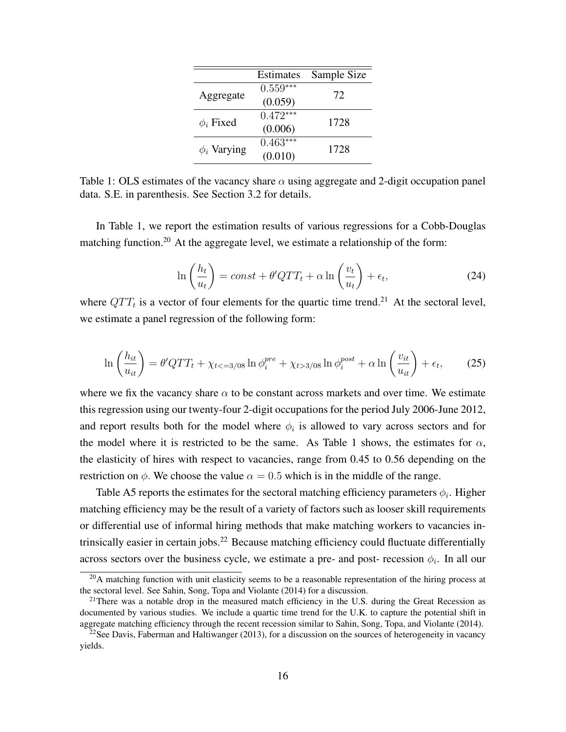| | Estimates | Sample Size |
|---|---|---|
| Aggregate | $0.559^{***}$ | 72 |
| | (0.059) | |
| $\phi_i$ Fixed | $0.472^{***}$ | 1728 |
| | (0.006) | |
| $\phi_i$ Varying | $0.463^{***}$ | 1728 |
| | (0.010) | |

Table 1: OLS estimates of the vacancy share $\alpha$ using aggregate and 2-digit occupation panel data. S.E. in parenthesis. See Section 3.2 for details.

In Table 1, we report the estimation results of various regressions for a Cobb-Douglas matching function.[20] At the aggregate level, we estimate a relationship of the form:

$$\ln\left(\frac{h_t}{u_t}\right) = const + \theta' QTT_t + \alpha \ln\left(\frac{v_t}{u_t}\right) + \epsilon_t, \tag{24}$$

where $QTT_t$ is a vector of four elements for the quartic time trend.[21] At the sectoral level, we estimate a panel regression of the following form:

$$\ln\left(\frac{h_{it}}{u_{it}}\right) = \theta' QTT_t + \chi_{t<=3/08} \ln \phi_i^{pre} + \chi_{t>3/08} \ln \phi_i^{post} + \alpha \ln\left(\frac{v_{it}}{u_{it}}\right) + \epsilon_t, \tag{25}$$

where we fix the vacancy share $\alpha$ to be constant across markets and over time. We estimate this regression using our twenty-four 2-digit occupations for the period July 2006-June 2012, and report results both for the model where $\phi_i$ is allowed to vary across sectors and for the model where it is restricted to be the same. As Table 1 shows, the estimates for $\alpha$, the elasticity of hires with respect to vacancies, range from 0.45 to 0.56 depending on the restriction on $\phi$. We choose the value $\alpha = 0.5$ which is in the middle of the range.

Table A5 reports the estimates for the sectoral matching efficiency parameters $\phi_i$. Higher matching efficiency may be the result of a variety of factors such as looser skill requirements or differential use of informal hiring methods that make matching workers to vacancies intrinsically easier in certain jobs.[22] Because matching efficiency could fluctuate differentially across sectors over the business cycle, we estimate a pre- and post- recession $\phi_i$. In all our

[20] A matching function with unit elasticity seems to be a reasonable representation of the hiring process at the sectoral level. See Sahin, Song, Topa and Violante (2014) for a discussion.

[21] There was a notable drop in the measured match efficiency in the U.S. during the Great Recession as documented by various studies. We include a quartic time trend for the U.K. to capture the potential shift in aggregate matching efficiency through the recent recession similar to Sahin, Song, Topa, and Violante (2014).

[22] See Davis, Faberman and Haltiwanger (2013), for a discussion on the sources of heterogeneity in vacancy yields.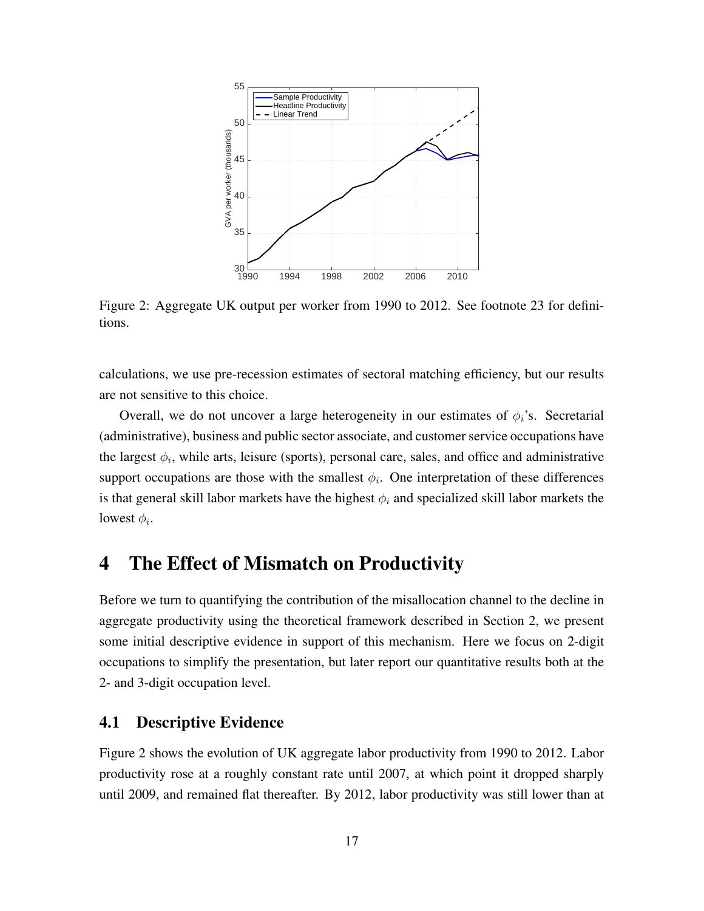Figure 2: Aggregate UK output per worker from 1990 to 2012. See footnote 23 for definitions.

calculations, we use pre-recession estimates of sectoral matching efficiency, but our results are not sensitive to this choice.

Overall, we do not uncover a large heterogeneity in our estimates of $\phi_i$'s. Secretarial (administrative), business and public sector associate, and customer service occupations have the largest $\phi_i$, while arts, leisure (sports), personal care, sales, and office and administrative support occupations are those with the smallest $\phi_i$. One interpretation of these differences is that general skill labor markets have the highest $\phi_i$ and specialized skill labor markets the lowest $\phi_i$.

# 4 The Effect of Mismatch on Productivity

Before we turn to quantifying the contribution of the misallocation channel to the decline in aggregate productivity using the theoretical framework described in Section 2, we present some initial descriptive evidence in support of this mechanism. Here we focus on 2-digit occupations to simplify the presentation, but later report our quantitative results both at the 2- and 3-digit occupation level.

## 4.1 Descriptive Evidence

Figure 2 shows the evolution of UK aggregate labor productivity from 1990 to 2012. Labor productivity rose at a roughly constant rate until 2007, at which point it dropped sharply until 2009, and remained flat thereafter. By 2012, labor productivity was still lower than at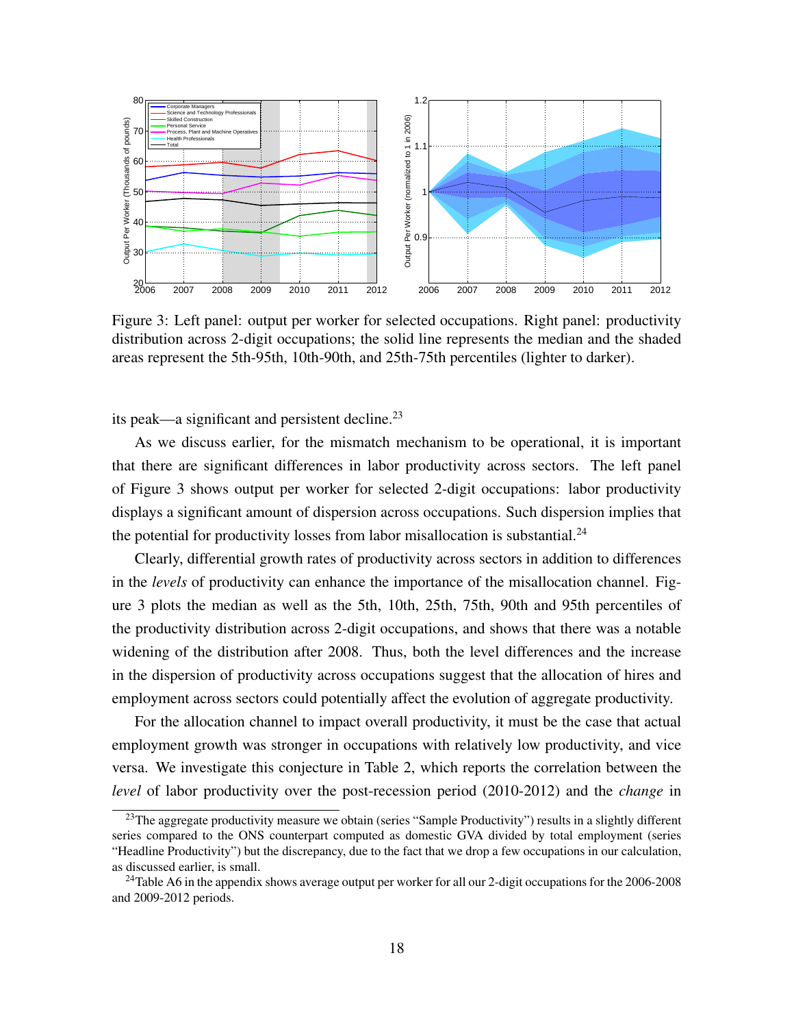Figure 3: Left panel: output per worker for selected occupations. Right panel: productivity distribution across 2-digit occupations; the solid line represents the median and the shaded areas represent the 5th-95th, 10th-90th, and 25th-75th percentiles (lighter to darker).

its peak—a significant and persistent decline.[23]

As we discuss earlier, for the mismatch mechanism to be operational, it is important that there are significant differences in labor productivity across sectors. The left panel of Figure 3 shows output per worker for selected 2-digit occupations: labor productivity displays a significant amount of dispersion across occupations. Such dispersion implies that the potential for productivity losses from labor misallocation is substantial.[24]

Clearly, differential growth rates of productivity across sectors in addition to differences in the *levels* of productivity can enhance the importance of the misallocation channel. Figure 3 plots the median as well as the 5th, 10th, 25th, 75th, 90th and 95th percentiles of the productivity distribution across 2-digit occupations, and shows that there was a notable widening of the distribution after 2008. Thus, both the level differences and the increase in the dispersion of productivity across occupations suggest that the allocation of hires and employment across sectors could potentially affect the evolution of aggregate productivity.

For the allocation channel to impact overall productivity, it must be the case that actual employment growth was stronger in occupations with relatively low productivity, and vice versa. We investigate this conjecture in Table 2, which reports the correlation between the *level* of labor productivity over the post-recession period (2010-2012) and the *change* in

[23] The aggregate productivity measure we obtain (series "Sample Productivity") results in a slightly different series compared to the ONS counterpart computed as domestic GVA divided by total employment (series "Headline Productivity") but the discrepancy, due to the fact that we drop a few occupations in our calculation, as discussed earlier, is small.

[24] Table A6 in the appendix shows average output per worker for all our 2-digit occupations for the 2006-2008 and 2009-2012 periods.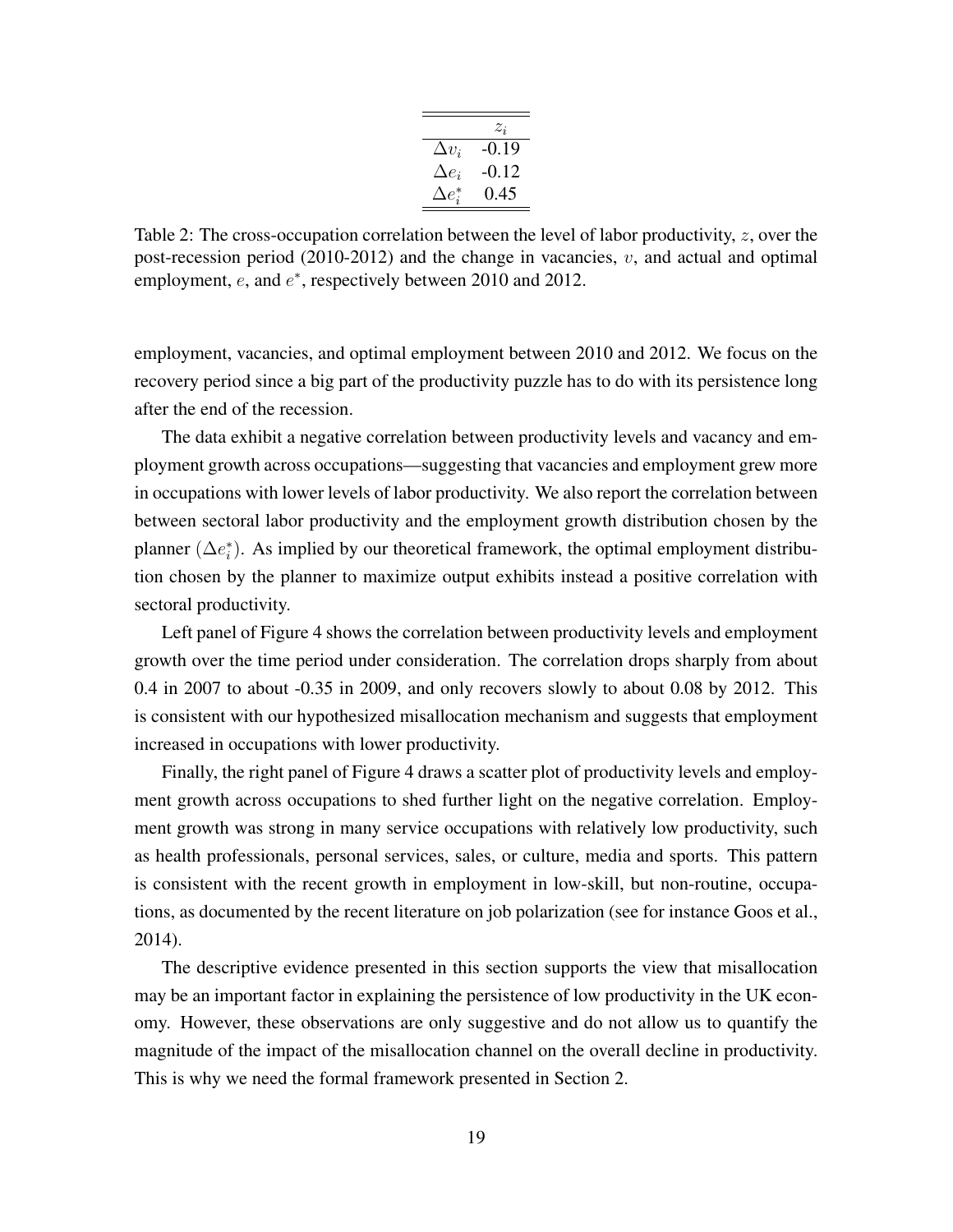| | $z_i$ |
|---|---|
| $\Delta v_i$ | -0.19 |
| $\Delta e_i$ | -0.12 |
| $\Delta e_i^*$ | 0.45 |

Table 2: The cross-occupation correlation between the level of labor productivity, $z$, over the post-recession period (2010-2012) and the change in vacancies, $v$, and actual and optimal employment, $e$, and $e^*$, respectively between 2010 and 2012.

employment, vacancies, and optimal employment between 2010 and 2012. We focus on the recovery period since a big part of the productivity puzzle has to do with its persistence long after the end of the recession.

The data exhibit a negative correlation between productivity levels and vacancy and employment growth across occupations—suggesting that vacancies and employment grew more in occupations with lower levels of labor productivity. We also report the correlation between between sectoral labor productivity and the employment growth distribution chosen by the planner ($\Delta e_i^*$). As implied by our theoretical framework, the optimal employment distribution chosen by the planner to maximize output exhibits instead a positive correlation with sectoral productivity.

Left panel of Figure 4 shows the correlation between productivity levels and employment growth over the time period under consideration. The correlation drops sharply from about 0.4 in 2007 to about -0.35 in 2009, and only recovers slowly to about 0.08 by 2012. This is consistent with our hypothesized misallocation mechanism and suggests that employment increased in occupations with lower productivity.

Finally, the right panel of Figure 4 draws a scatter plot of productivity levels and employment growth across occupations to shed further light on the negative correlation. Employment growth was strong in many service occupations with relatively low productivity, such as health professionals, personal services, sales, or culture, media and sports. This pattern is consistent with the recent growth in employment in low-skill, but non-routine, occupations, as documented by the recent literature on job polarization (see for instance Goos et al., 2014).

The descriptive evidence presented in this section supports the view that misallocation may be an important factor in explaining the persistence of low productivity in the UK economy. However, these observations are only suggestive and do not allow us to quantify the magnitude of the impact of the misallocation channel on the overall decline in productivity. This is why we need the formal framework presented in Section 2.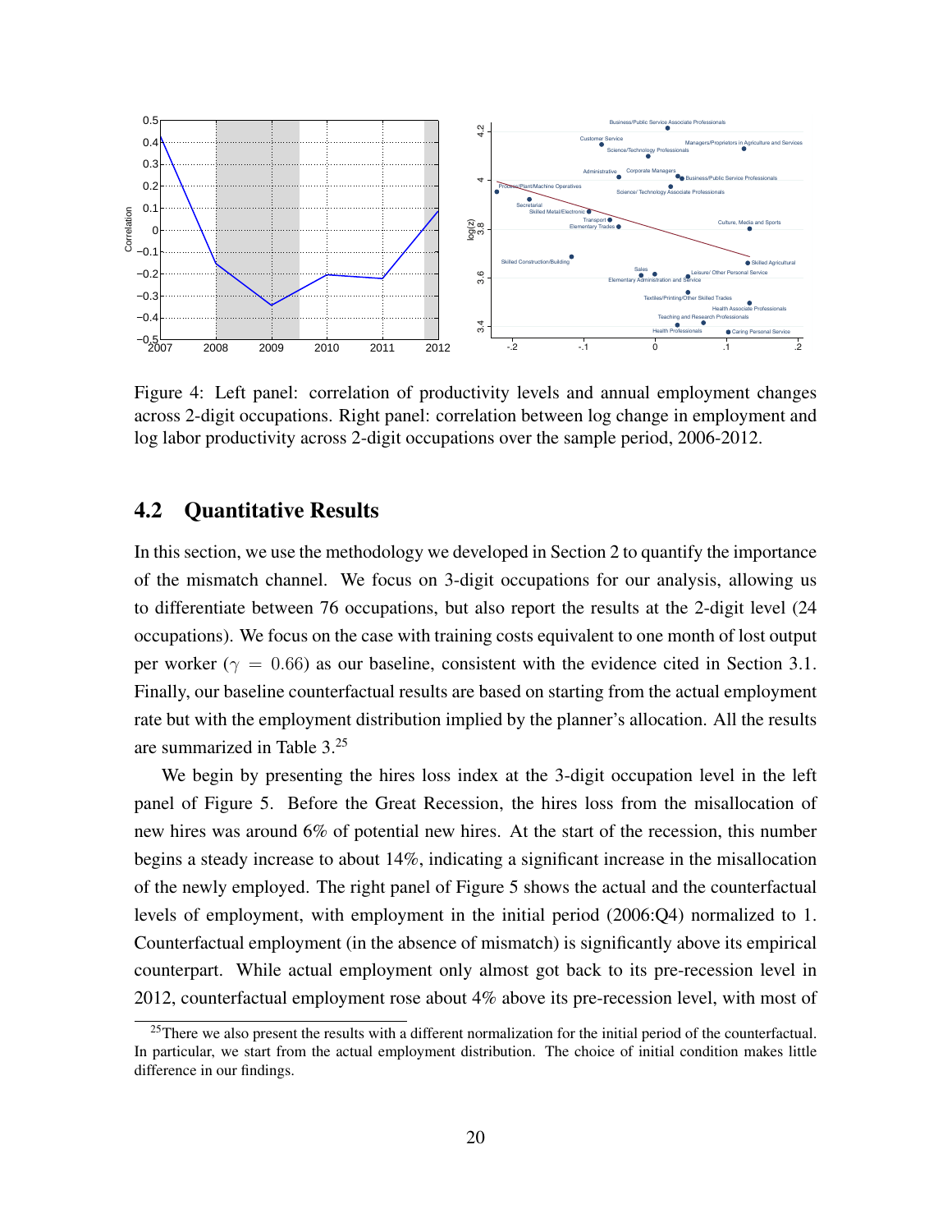Figure 4: Left panel: correlation of productivity levels and annual employment changes across 2-digit occupations. Right panel: correlation between log change in employment and log labor productivity across 2-digit occupations over the sample period, 2006-2012.

## 4.2 Quantitative Results

In this section, we use the methodology we developed in Section 2 to quantify the importance of the mismatch channel. We focus on 3-digit occupations for our analysis, allowing us to differentiate between 76 occupations, but also report the results at the 2-digit level (24 occupations). We focus on the case with training costs equivalent to one month of lost output per worker ($\gamma = 0.66$) as our baseline, consistent with the evidence cited in Section 3.1. Finally, our baseline counterfactual results are based on starting from the actual employment rate but with the employment distribution implied by the planner's allocation. All the results are summarized in Table 3.[25]

We begin by presenting the hires loss index at the 3-digit occupation level in the left panel of Figure 5. Before the Great Recession, the hires loss from the misallocation of new hires was around 6% of potential new hires. At the start of the recession, this number begins a steady increase to about 14%, indicating a significant increase in the misallocation of the newly employed. The right panel of Figure 5 shows the actual and the counterfactual levels of employment, with employment in the initial period (2006:Q4) normalized to 1. Counterfactual employment (in the absence of mismatch) is significantly above its empirical counterpart. While actual employment only almost got back to its pre-recession level in 2012, counterfactual employment rose about 4% above its pre-recession level, with most of

[25] There we also present the results with a different normalization for the initial period of the counterfactual. In particular, we start from the actual employment distribution. The choice of initial condition makes little difference in our findings.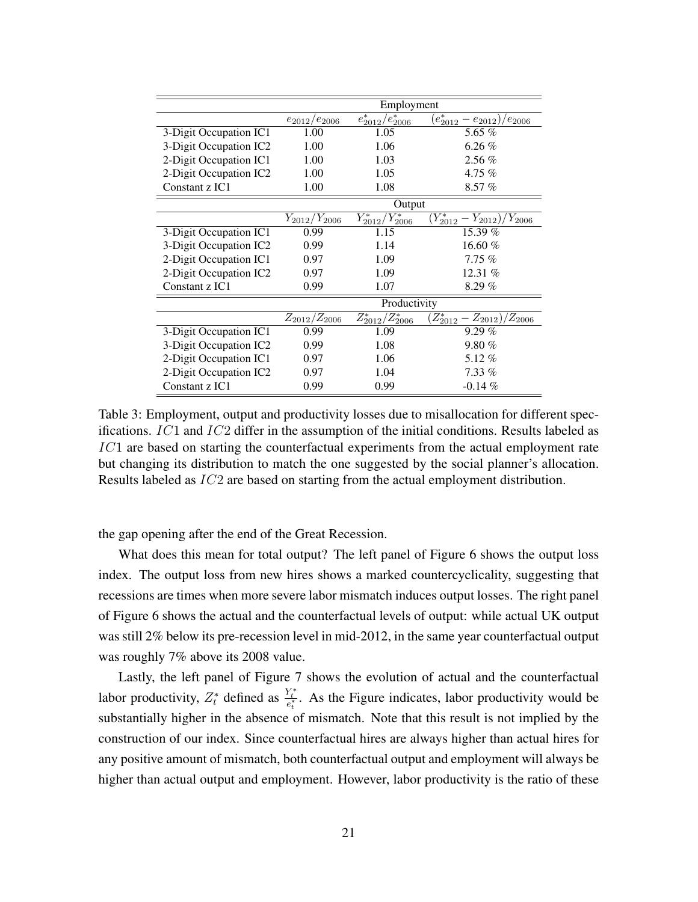| | Employment | | |
|---|---|---|---|
| | $e_{2012}/e_{2006}$ | $e^*_{2012}/e^*_{2006}$ | $(e^*_{2012} - e_{2012})/e_{2006}$ |
| 3-Digit Occupation IC1 | 1.00 | 1.05 | 5.65 % |
| 3-Digit Occupation IC2 | 1.00 | 1.06 | 6.26 % |
| 2-Digit Occupation IC1 | 1.00 | 1.03 | 2.56 % |
| 2-Digit Occupation IC2 | 1.00 | 1.05 | 4.75 % |
| Constant z IC1 | 1.00 | 1.08 | 8.57 % |
| | Output | | |
| | $Y_{2012}/Y_{2006}$ | $Y^*_{2012}/Y^*_{2006}$ | $(Y^*_{2012} - Y_{2012})/Y_{2006}$ |
| 3-Digit Occupation IC1 | 0.99 | 1.15 | 15.39 % |
| 3-Digit Occupation IC2 | 0.99 | 1.14 | 16.60 % |
| 2-Digit Occupation IC1 | 0.97 | 1.09 | 7.75 % |
| 2-Digit Occupation IC2 | 0.97 | 1.09 | 12.31 % |
| Constant z IC1 | 0.99 | 1.07 | 8.29 % |
| | Productivity | | |
| | $Z_{2012}/Z_{2006}$ | $Z^*_{2012}/Z^*_{2006}$ | $(Z^*_{2012} - Z_{2012})/Z_{2006}$ |
| 3-Digit Occupation IC1 | 0.99 | 1.09 | 9.29 % |
| 3-Digit Occupation IC2 | 0.99 | 1.08 | 9.80 % |
| 2-Digit Occupation IC1 | 0.97 | 1.06 | 5.12 % |
| 2-Digit Occupation IC2 | 0.97 | 1.04 | 7.33 % |
| Constant z IC1 | 0.99 | 0.99 | -0.14 % |

Table 3: Employment, output and productivity losses due to misallocation for different specifications. $IC1$ and $IC2$ differ in the assumption of the initial conditions. Results labeled as $IC1$ are based on starting the counterfactual experiments from the actual employment rate but changing its distribution to match the one suggested by the social planner's allocation. Results labeled as $IC2$ are based on starting from the actual employment distribution.

the gap opening after the end of the Great Recession.

What does this mean for total output? The left panel of Figure 6 shows the output loss index. The output loss from new hires shows a marked countercyclicality, suggesting that recessions are times when more severe labor mismatch induces output losses. The right panel of Figure 6 shows the actual and the counterfactual levels of output: while actual UK output was still 2% below its pre-recession level in mid-2012, in the same year counterfactual output was roughly 7% above its 2008 value.

Lastly, the left panel of Figure 7 shows the evolution of actual and the counterfactual labor productivity, $Z^*_t$ defined as $\frac{Y^*_t}{e^*_t}$. As the Figure indicates, labor productivity would be substantially higher in the absence of mismatch. Note that this result is not implied by the construction of our index. Since counterfactual hires are always higher than actual hires for any positive amount of mismatch, both counterfactual output and employment will always be higher than actual output and employment. However, labor productivity is the ratio of these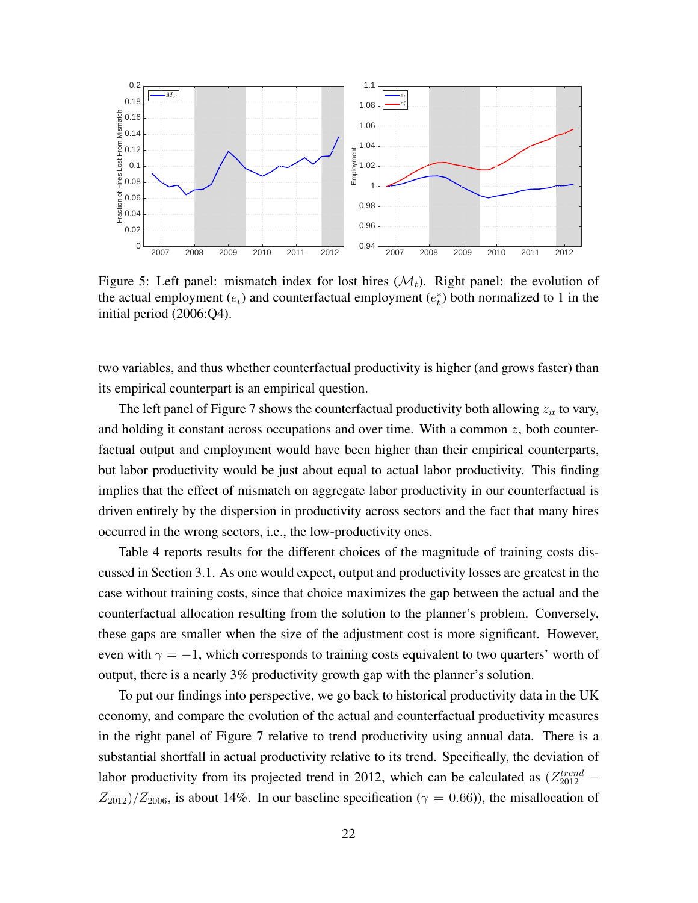Figure 5: Left panel: mismatch index for lost hires ($\mathcal{M}_t$). Right panel: the evolution of the actual employment ($e_t$) and counterfactual employment ($e_t^*$) both normalized to 1 in the initial period (2006:Q4).

two variables, and thus whether counterfactual productivity is higher (and grows faster) than its empirical counterpart is an empirical question.

The left panel of Figure 7 shows the counterfactual productivity both allowing $z_{it}$ to vary, and holding it constant across occupations and over time. With a common $z$, both counterfactual output and employment would have been higher than their empirical counterparts, but labor productivity would be just about equal to actual labor productivity. This finding implies that the effect of mismatch on aggregate labor productivity in our counterfactual is driven entirely by the dispersion in productivity across sectors and the fact that many hires occurred in the wrong sectors, i.e., the low-productivity ones.

Table 4 reports results for the different choices of the magnitude of training costs discussed in Section 3.1. As one would expect, output and productivity losses are greatest in the case without training costs, since that choice maximizes the gap between the actual and the counterfactual allocation resulting from the solution to the planner's problem. Conversely, these gaps are smaller when the size of the adjustment cost is more significant. However, even with $\gamma = -1$, which corresponds to training costs equivalent to two quarters' worth of output, there is a nearly 3% productivity growth gap with the planner's solution.

To put our findings into perspective, we go back to historical productivity data in the UK economy, and compare the evolution of the actual and counterfactual productivity measures in the right panel of Figure 7 relative to trend productivity using annual data. There is a substantial shortfall in actual productivity relative to its trend. Specifically, the deviation of labor productivity from its projected trend in 2012, which can be calculated as $(Z_{2012}^{trend} - Z_{2012})/Z_{2006}$, is about 14%. In our baseline specification ($\gamma = 0.66$)), the misallocation of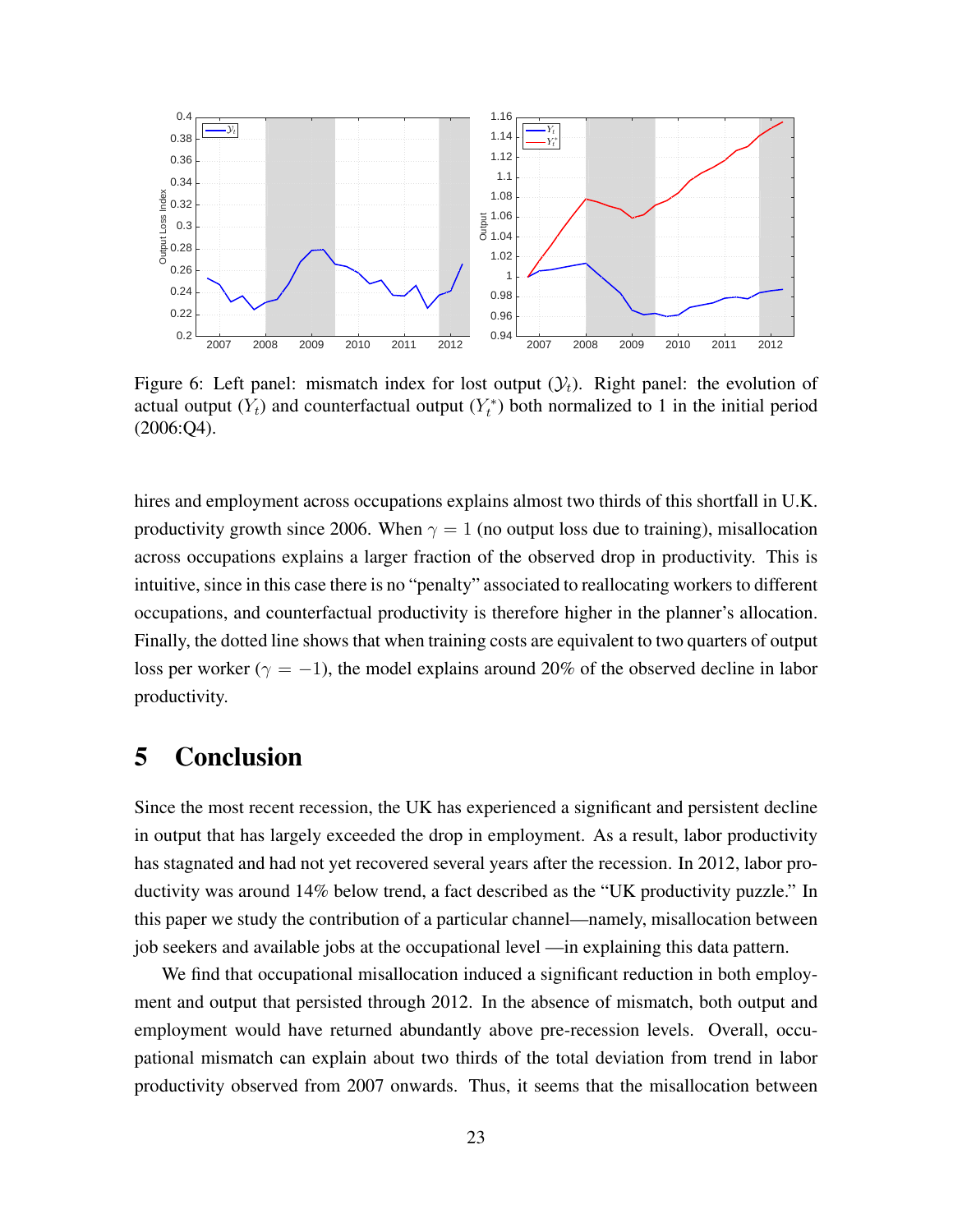Figure 6: Left panel: mismatch index for lost output ($\mathcal{Y}_t$). Right panel: the evolution of actual output ($Y_t$) and counterfactual output ($Y_t^*$) both normalized to 1 in the initial period (2006:Q4).

hires and employment across occupations explains almost two thirds of this shortfall in U.K. productivity growth since 2006. When $\gamma = 1$ (no output loss due to training), misallocation across occupations explains a larger fraction of the observed drop in productivity. This is intuitive, since in this case there is no "penalty" associated to reallocating workers to different occupations, and counterfactual productivity is therefore higher in the planner's allocation. Finally, the dotted line shows that when training costs are equivalent to two quarters of output loss per worker ($\gamma = -1$), the model explains around 20% of the observed decline in labor productivity.

# 5 Conclusion

Since the most recent recession, the UK has experienced a significant and persistent decline in output that has largely exceeded the drop in employment. As a result, labor productivity has stagnated and had not yet recovered several years after the recession. In 2012, labor productivity was around 14% below trend, a fact described as the "UK productivity puzzle." In this paper we study the contribution of a particular channel—namely, misallocation between job seekers and available jobs at the occupational level —in explaining this data pattern.

We find that occupational misallocation induced a significant reduction in both employment and output that persisted through 2012. In the absence of mismatch, both output and employment would have returned abundantly above pre-recession levels. Overall, occupational mismatch can explain about two thirds of the total deviation from trend in labor productivity observed from 2007 onwards. Thus, it seems that the misallocation between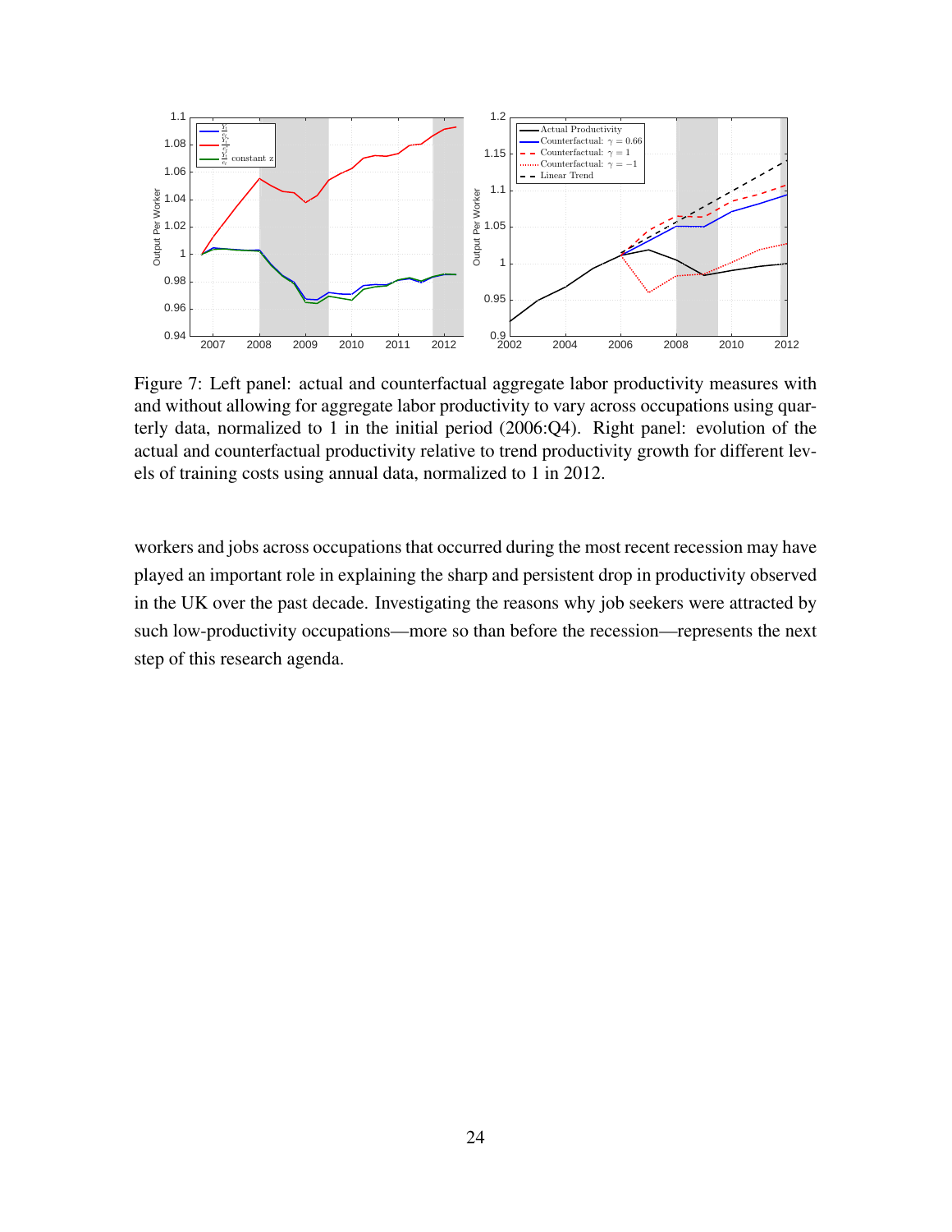Figure 7: Left panel: actual and counterfactual aggregate labor productivity measures with and without allowing for aggregate labor productivity to vary across occupations using quarterly data, normalized to 1 in the initial period (2006:Q4). Right panel: evolution of the actual and counterfactual productivity relative to trend productivity growth for different levels of training costs using annual data, normalized to 1 in 2012.

workers and jobs across occupations that occurred during the most recent recession may have played an important role in explaining the sharp and persistent drop in productivity observed in the UK over the past decade. Investigating the reasons why job seekers were attracted by such low-productivity occupations—more so than before the recession—represents the next step of this research agenda.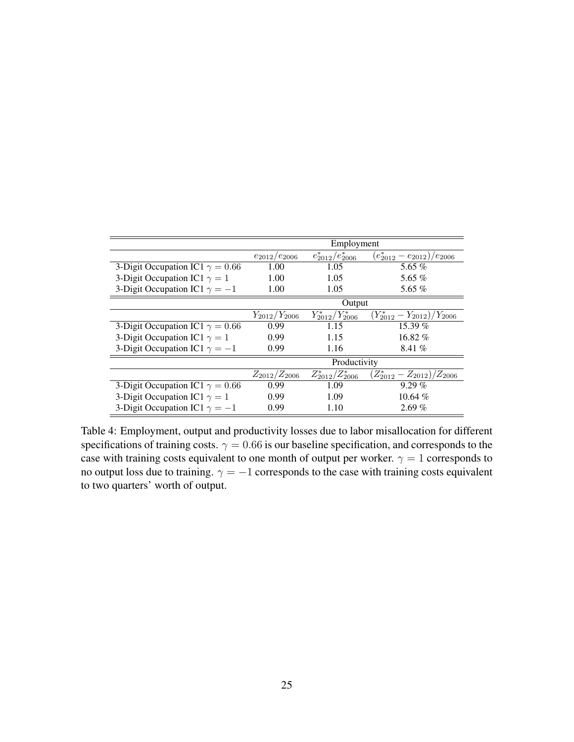| | Employment | | |
|---|---|---|---|
| | $e_{2012}/e_{2006}$ | $e^*_{2012}/e^*_{2006}$ | $(e^*_{2012} - e_{2012})/e_{2006}$ |
| 3-Digit Occupation IC1 $\gamma = 0.66$ | 1.00 | 1.05 | 5.65 % |
| 3-Digit Occupation IC1 $\gamma = 1$ | 1.00 | 1.05 | 5.65 % |
| 3-Digit Occupation IC1 $\gamma = -1$ | 1.00 | 1.05 | 5.65 % |
| | Output | | |
| | $Y_{2012}/Y_{2006}$ | $Y^*_{2012}/Y^*_{2006}$ | $(Y^*_{2012} - Y_{2012})/Y_{2006}$ |
| 3-Digit Occupation IC1 $\gamma = 0.66$ | 0.99 | 1.15 | 15.39 % |
| 3-Digit Occupation IC1 $\gamma = 1$ | 0.99 | 1.15 | 16.82 % |
| 3-Digit Occupation IC1 $\gamma = -1$ | 0.99 | 1.16 | 8.41 % |
| | Productivity | | |
| | $Z_{2012}/Z_{2006}$ | $Z^*_{2012}/Z^*_{2006}$ | $(Z^*_{2012} - Z_{2012})/Z_{2006}$ |
| 3-Digit Occupation IC1 $\gamma = 0.66$ | 0.99 | 1.09 | 9.29 % |
| 3-Digit Occupation IC1 $\gamma = 1$ | 0.99 | 1.09 | 10.64 % |
| 3-Digit Occupation IC1 $\gamma = -1$ | 0.99 | 1.10 | 2.69 % |

Table 4: Employment, output and productivity losses due to labor misallocation for different specifications of training costs. $\gamma = 0.66$ is our baseline specification, and corresponds to the case with training costs equivalent to one month of output per worker. $\gamma = 1$ corresponds to no output loss due to training. $\gamma = -1$ corresponds to the case with training costs equivalent to two quarters' worth of output.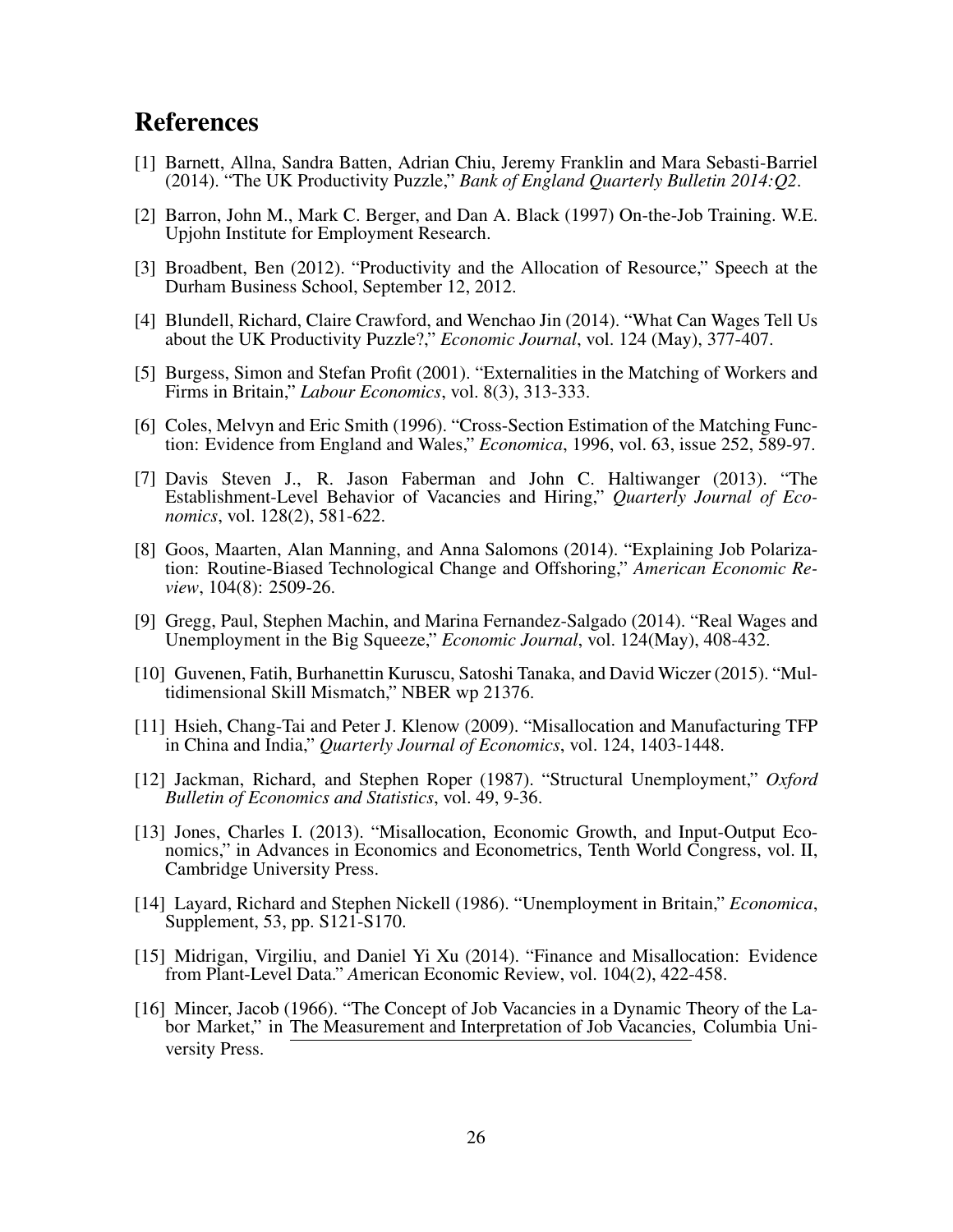# References

[1] Barnett, Allna, Sandra Batten, Adrian Chiu, Jeremy Franklin and Mara Sebasti-Barriel (2014). "The UK Productivity Puzzle," *Bank of England Quarterly Bulletin 2014:Q2*.

[2] Barron, John M., Mark C. Berger, and Dan A. Black (1997) On-the-Job Training. W.E. Upjohn Institute for Employment Research.

[3] Broadbent, Ben (2012). "Productivity and the Allocation of Resource," Speech at the Durham Business School, September 12, 2012.

[4] Blundell, Richard, Claire Crawford, and Wenchao Jin (2014). "What Can Wages Tell Us about the UK Productivity Puzzle?," *Economic Journal*, vol. 124 (May), 377-407.

[5] Burgess, Simon and Stefan Profit (2001). "Externalities in the Matching of Workers and Firms in Britain," *Labour Economics*, vol. 8(3), 313-333.

[6] Coles, Melvyn and Eric Smith (1996). "Cross-Section Estimation of the Matching Function: Evidence from England and Wales," *Economica*, 1996, vol. 63, issue 252, 589-97.

[7] Davis Steven J., R. Jason Faberman and John C. Haltiwanger (2013). "The Establishment-Level Behavior of Vacancies and Hiring," *Quarterly Journal of Economics*, vol. 128(2), 581-622.

[8] Goos, Maarten, Alan Manning, and Anna Salomons (2014). "Explaining Job Polarization: Routine-Biased Technological Change and Offshoring," *American Economic Review*, 104(8): 2509-26.

[9] Gregg, Paul, Stephen Machin, and Marina Fernandez-Salgado (2014). "Real Wages and Unemployment in the Big Squeeze," *Economic Journal*, vol. 124(May), 408-432.

[10] Guvenen, Fatih, Burhanettin Kuruscu, Satoshi Tanaka, and David Wiczer (2015). "Multidimensional Skill Mismatch," NBER wp 21376.

[11] Hsieh, Chang-Tai and Peter J. Klenow (2009). "Misallocation and Manufacturing TFP in China and India," *Quarterly Journal of Economics*, vol. 124, 1403-1448.

[12] Jackman, Richard, and Stephen Roper (1987). "Structural Unemployment," *Oxford Bulletin of Economics and Statistics*, vol. 49, 9-36.

[13] Jones, Charles I. (2013). "Misallocation, Economic Growth, and Input-Output Economics," in Advances in Economics and Econometrics, Tenth World Congress, vol. II, Cambridge University Press.

[14] Layard, Richard and Stephen Nickell (1986). "Unemployment in Britain," *Economica*, Supplement, 53, pp. S121-S170.

[15] Midrigan, Virgiliu, and Daniel Yi Xu (2014). "Finance and Misallocation: Evidence from Plant-Level Data." American Economic Review, vol. 104(2), 422-458.

[16] Mincer, Jacob (1966). "The Concept of Job Vacancies in a Dynamic Theory of the Labor Market," in The Measurement and Interpretation of Job Vacancies, Columbia University Press.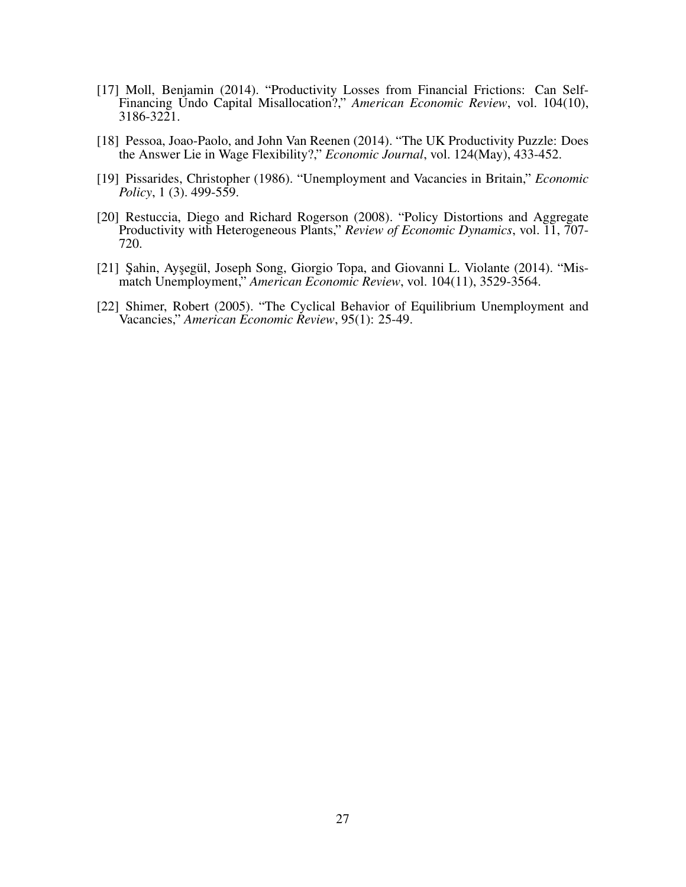[17] Moll, Benjamin (2014). "Productivity Losses from Financial Frictions: Can Self-Financing Undo Capital Misallocation?," *American Economic Review*, vol. 104(10), 3186-3221.

[18] Pessoa, Joao-Paolo, and John Van Reenen (2014). "The UK Productivity Puzzle: Does the Answer Lie in Wage Flexibility?," *Economic Journal*, vol. 124(May), 433-452.

[19] Pissarides, Christopher (1986). "Unemployment and Vacancies in Britain," *Economic Policy*, 1 (3). 499-559.

[20] Restuccia, Diego and Richard Rogerson (2008). "Policy Distortions and Aggregate Productivity with Heterogeneous Plants," *Review of Economic Dynamics*, vol. 11, 707-720.

[21] Şahin, Ayşegül, Joseph Song, Giorgio Topa, and Giovanni L. Violante (2014). "Mismatch Unemployment," *American Economic Review*, vol. 104(11), 3529-3564.

[22] Shimer, Robert (2005). "The Cyclical Behavior of Equilibrium Unemployment and Vacancies," *American Economic Review*, 95(1): 25-49.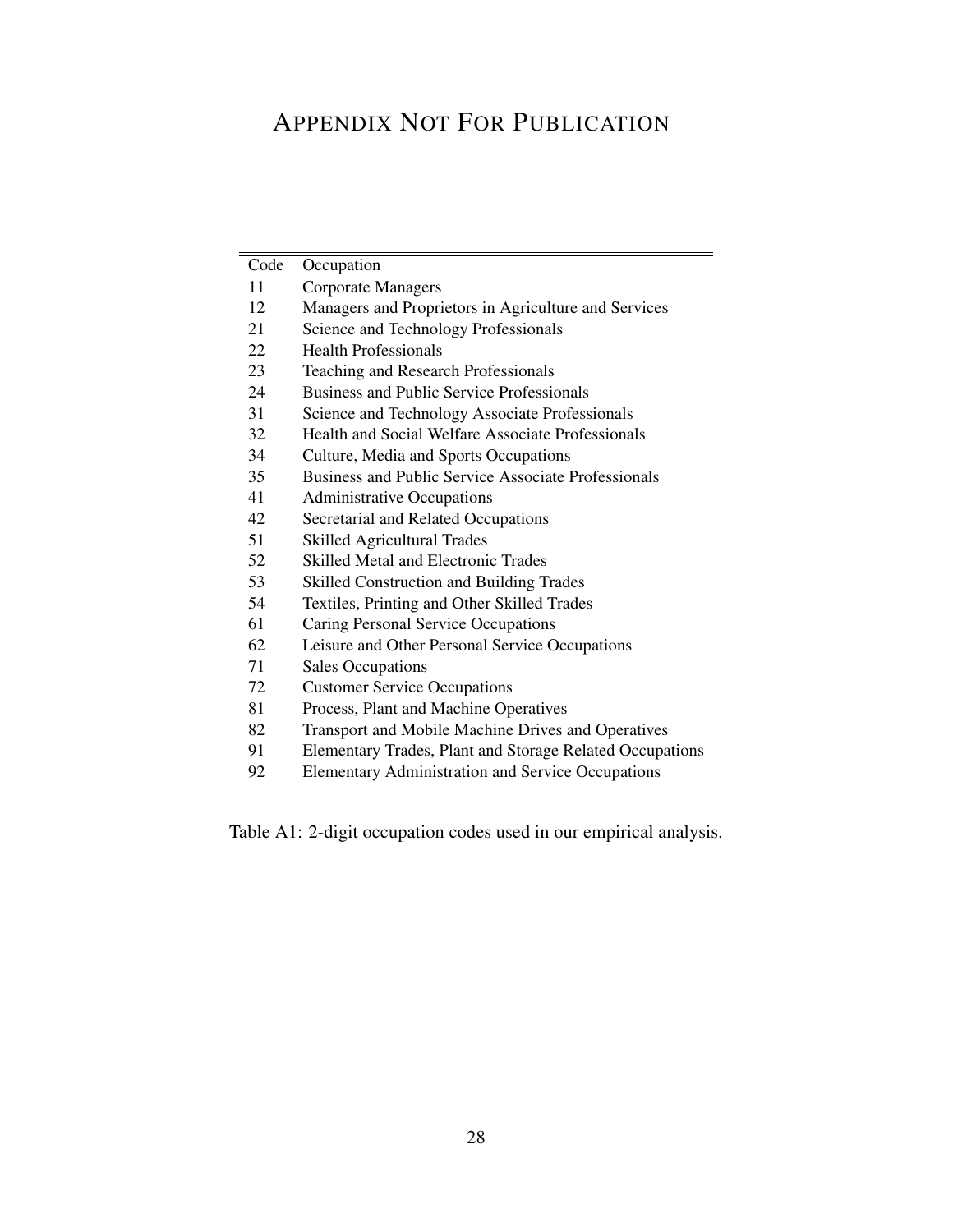# Appendix Not For Publication

| Code | Occupation |
|---|---|
| 11 | Corporate Managers |
| 12 | Managers and Proprietors in Agriculture and Services |
| 21 | Science and Technology Professionals |
| 22 | Health Professionals |
| 23 | Teaching and Research Professionals |
| 24 | Business and Public Service Professionals |
| 31 | Science and Technology Associate Professionals |
| 32 | Health and Social Welfare Associate Professionals |
| 34 | Culture, Media and Sports Occupations |
| 35 | Business and Public Service Associate Professionals |
| 41 | Administrative Occupations |
| 42 | Secretarial and Related Occupations |
| 51 | Skilled Agricultural Trades |
| 52 | Skilled Metal and Electronic Trades |
| 53 | Skilled Construction and Building Trades |
| 54 | Textiles, Printing and Other Skilled Trades |
| 61 | Caring Personal Service Occupations |
| 62 | Leisure and Other Personal Service Occupations |
| 71 | Sales Occupations |
| 72 | Customer Service Occupations |
| 81 | Process, Plant and Machine Operatives |
| 82 | Transport and Mobile Machine Drives and Operatives |
| 91 | Elementary Trades, Plant and Storage Related Occupations |
| 92 | Elementary Administration and Service Occupations |

Table A1: 2-digit occupation codes used in our empirical analysis.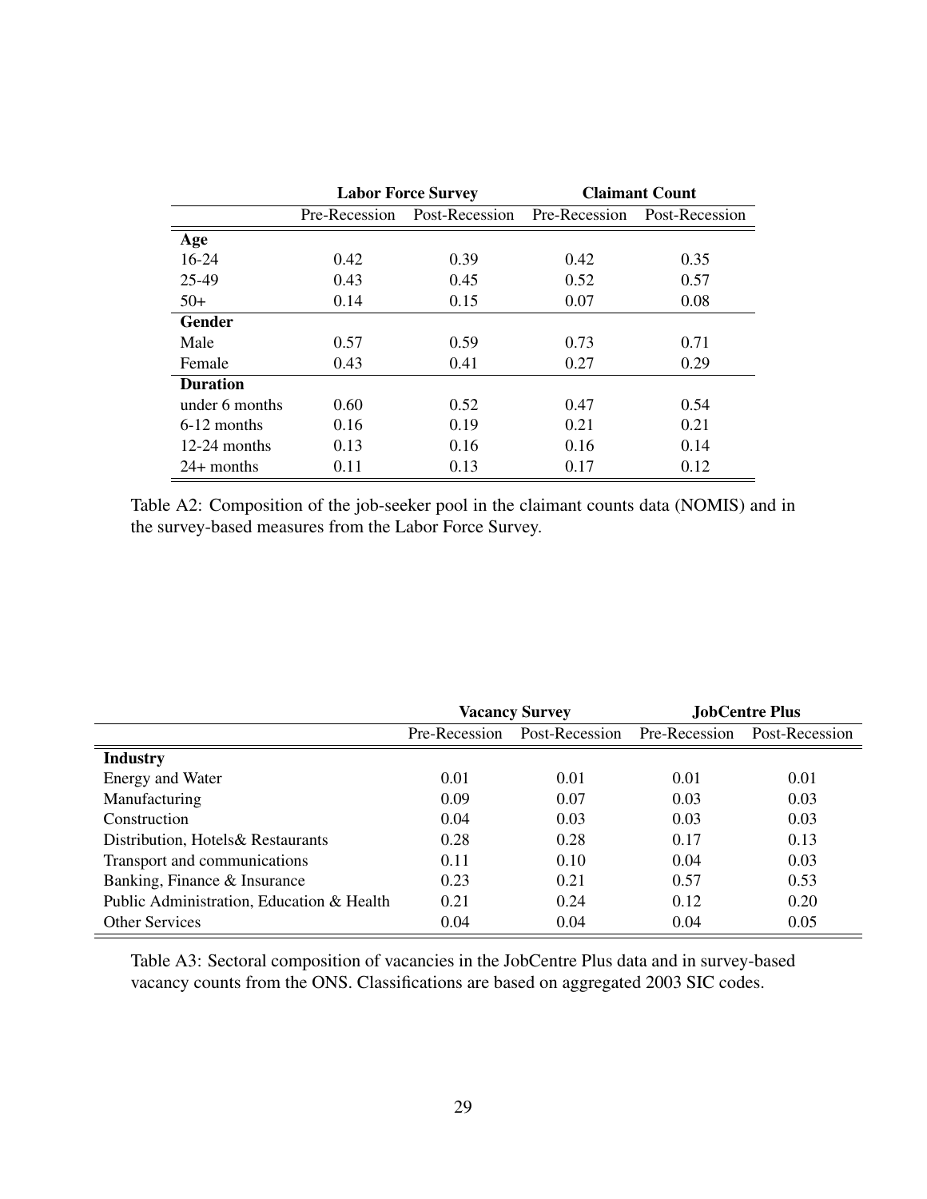| | Labor Force Survey | | Claimant Count | |
|---|---|---|---|---|
| | Pre-Recession | Post-Recession | Pre-Recession | Post-Recession |
| **Age** | | | | |
| 16-24 | 0.42 | 0.39 | 0.42 | 0.35 |
| 25-49 | 0.43 | 0.45 | 0.52 | 0.57 |
| 50+ | 0.14 | 0.15 | 0.07 | 0.08 |
| **Gender** | | | | |
| Male | 0.57 | 0.59 | 0.73 | 0.71 |
| Female | 0.43 | 0.41 | 0.27 | 0.29 |
| **Duration** | | | | |
| under 6 months | 0.60 | 0.52 | 0.47 | 0.54 |
| 6-12 months | 0.16 | 0.19 | 0.21 | 0.21 |
| 12-24 months | 0.13 | 0.16 | 0.16 | 0.14 |
| 24+ months | 0.11 | 0.13 | 0.17 | 0.12 |

Table A2: Composition of the job-seeker pool in the claimant counts data (NOMIS) and in the survey-based measures from the Labor Force Survey.

| | Vacancy Survey | | JobCentre Plus | |
|---|---|---|---|---|
| | Pre-Recession | Post-Recession | Pre-Recession | Post-Recession |
| **Industry** | | | | |
| Energy and Water | 0.01 | 0.01 | 0.01 | 0.01 |
| Manufacturing | 0.09 | 0.07 | 0.03 | 0.03 |
| Construction | 0.04 | 0.03 | 0.03 | 0.03 |
| Distribution, Hotels& Restaurants | 0.28 | 0.28 | 0.17 | 0.13 |
| Transport and communications | 0.11 | 0.10 | 0.04 | 0.03 |
| Banking, Finance & Insurance | 0.23 | 0.21 | 0.57 | 0.53 |
| Public Administration, Education & Health | 0.21 | 0.24 | 0.12 | 0.20 |
| Other Services | 0.04 | 0.04 | 0.04 | 0.05 |

Table A3: Sectoral composition of vacancies in the JobCentre Plus data and in survey-based vacancy counts from the ONS. Classifications are based on aggregated 2003 SIC codes.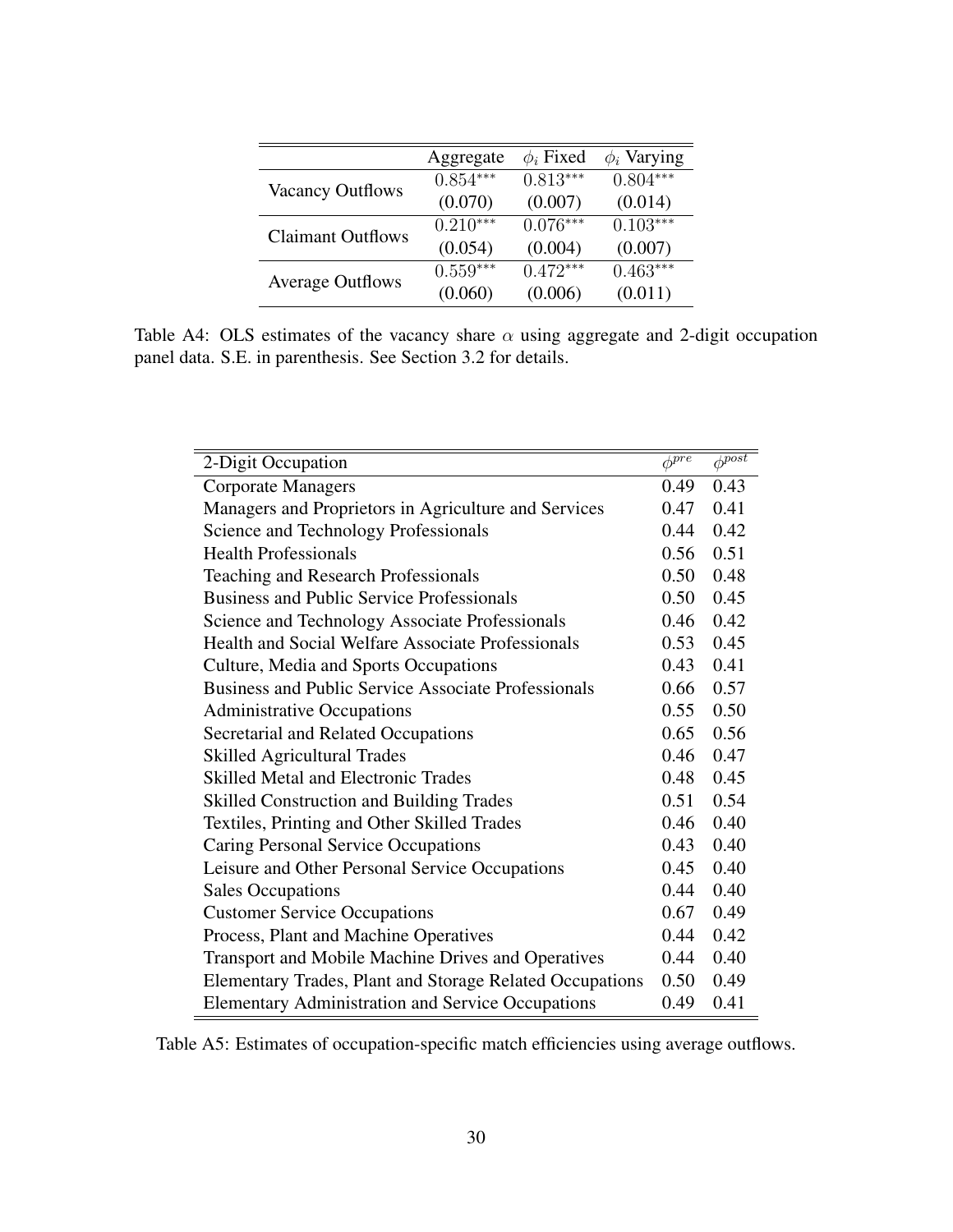| | Aggregate | $\phi_i$ Fixed | $\phi_i$ Varying |
|---|---|---|---|
| Vacancy Outflows | $0.854^{***}$ | $0.813^{***}$ | $0.804^{***}$ |
| | (0.070) | (0.007) | (0.014) |
| Claimant Outflows | $0.210^{***}$ | $0.076^{***}$ | $0.103^{***}$ |
| | (0.054) | (0.004) | (0.007) |
| Average Outflows | $0.559^{***}$ | $0.472^{***}$ | $0.463^{***}$ |
| | (0.060) | (0.006) | (0.011) |

Table A4: OLS estimates of the vacancy share $\alpha$ using aggregate and 2-digit occupation panel data. S.E. in parenthesis. See Section 3.2 for details.

| 2-Digit Occupation | $\phi^{pre}$ | $\phi^{post}$ |
|---|---|---|
| Corporate Managers | 0.49 | 0.43 |
| Managers and Proprietors in Agriculture and Services | 0.47 | 0.41 |
| Science and Technology Professionals | 0.44 | 0.42 |
| Health Professionals | 0.56 | 0.51 |
| Teaching and Research Professionals | 0.50 | 0.48 |
| Business and Public Service Professionals | 0.50 | 0.45 |
| Science and Technology Associate Professionals | 0.46 | 0.42 |
| Health and Social Welfare Associate Professionals | 0.53 | 0.45 |
| Culture, Media and Sports Occupations | 0.43 | 0.41 |
| Business and Public Service Associate Professionals | 0.66 | 0.57 |
| Administrative Occupations | 0.55 | 0.50 |
| Secretarial and Related Occupations | 0.65 | 0.56 |
| Skilled Agricultural Trades | 0.46 | 0.47 |
| Skilled Metal and Electronic Trades | 0.48 | 0.45 |
| Skilled Construction and Building Trades | 0.51 | 0.54 |
| Textiles, Printing and Other Skilled Trades | 0.46 | 0.40 |
| Caring Personal Service Occupations | 0.43 | 0.40 |
| Leisure and Other Personal Service Occupations | 0.45 | 0.40 |
| Sales Occupations | 0.44 | 0.40 |
| Customer Service Occupations | 0.67 | 0.49 |
| Process, Plant and Machine Operatives | 0.44 | 0.42 |
| Transport and Mobile Machine Drives and Operatives | 0.44 | 0.40 |
| Elementary Trades, Plant and Storage Related Occupations | 0.50 | 0.49 |
| Elementary Administration and Service Occupations | 0.49 | 0.41 |

Table A5: Estimates of occupation-specific match efficiencies using average outflows.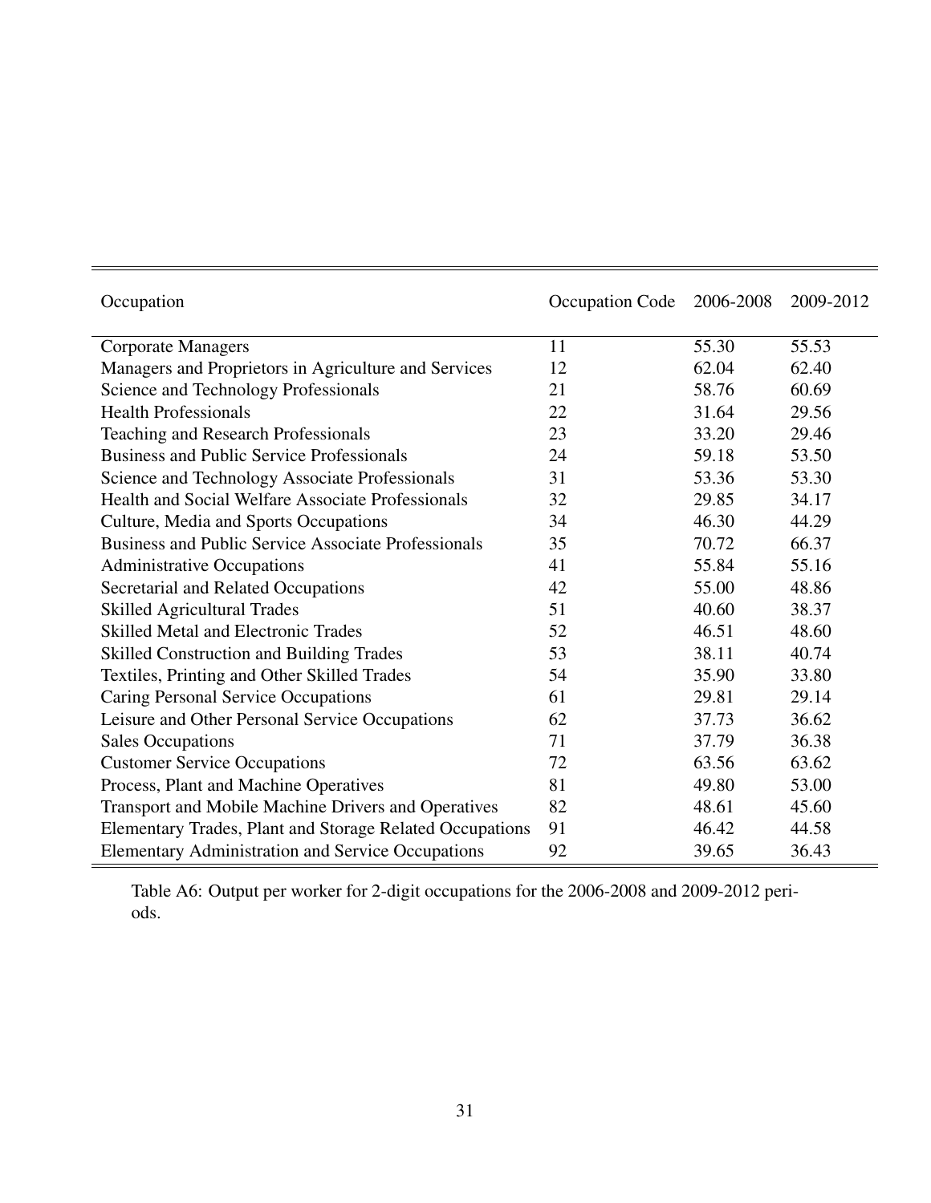| Occupation | Occupation Code | 2006-2008 | 2009-2012 |
|---|---|---|---|
| Corporate Managers | 11 | 55.30 | 55.53 |
| Managers and Proprietors in Agriculture and Services | 12 | 62.04 | 62.40 |
| Science and Technology Professionals | 21 | 58.76 | 60.69 |
| Health Professionals | 22 | 31.64 | 29.56 |
| Teaching and Research Professionals | 23 | 33.20 | 29.46 |
| Business and Public Service Professionals | 24 | 59.18 | 53.50 |
| Science and Technology Associate Professionals | 31 | 53.36 | 53.30 |
| Health and Social Welfare Associate Professionals | 32 | 29.85 | 34.17 |
| Culture, Media and Sports Occupations | 34 | 46.30 | 44.29 |
| Business and Public Service Associate Professionals | 35 | 70.72 | 66.37 |
| Administrative Occupations | 41 | 55.84 | 55.16 |
| Secretarial and Related Occupations | 42 | 55.00 | 48.86 |
| Skilled Agricultural Trades | 51 | 40.60 | 38.37 |
| Skilled Metal and Electronic Trades | 52 | 46.51 | 48.60 |
| Skilled Construction and Building Trades | 53 | 38.11 | 40.74 |
| Textiles, Printing and Other Skilled Trades | 54 | 35.90 | 33.80 |
| Caring Personal Service Occupations | 61 | 29.81 | 29.14 |
| Leisure and Other Personal Service Occupations | 62 | 37.73 | 36.62 |
| Sales Occupations | 71 | 37.79 | 36.38 |
| Customer Service Occupations | 72 | 63.56 | 63.62 |
| Process, Plant and Machine Operatives | 81 | 49.80 | 53.00 |
| Transport and Mobile Machine Drivers and Operatives | 82 | 48.61 | 45.60 |
| Elementary Trades, Plant and Storage Related Occupations | 91 | 46.42 | 44.58 |
| Elementary Administration and Service Occupations | 92 | 39.65 | 36.43 |

Table A6: Output per worker for 2-digit occupations for the 2006-2008 and 2009-2012 periods.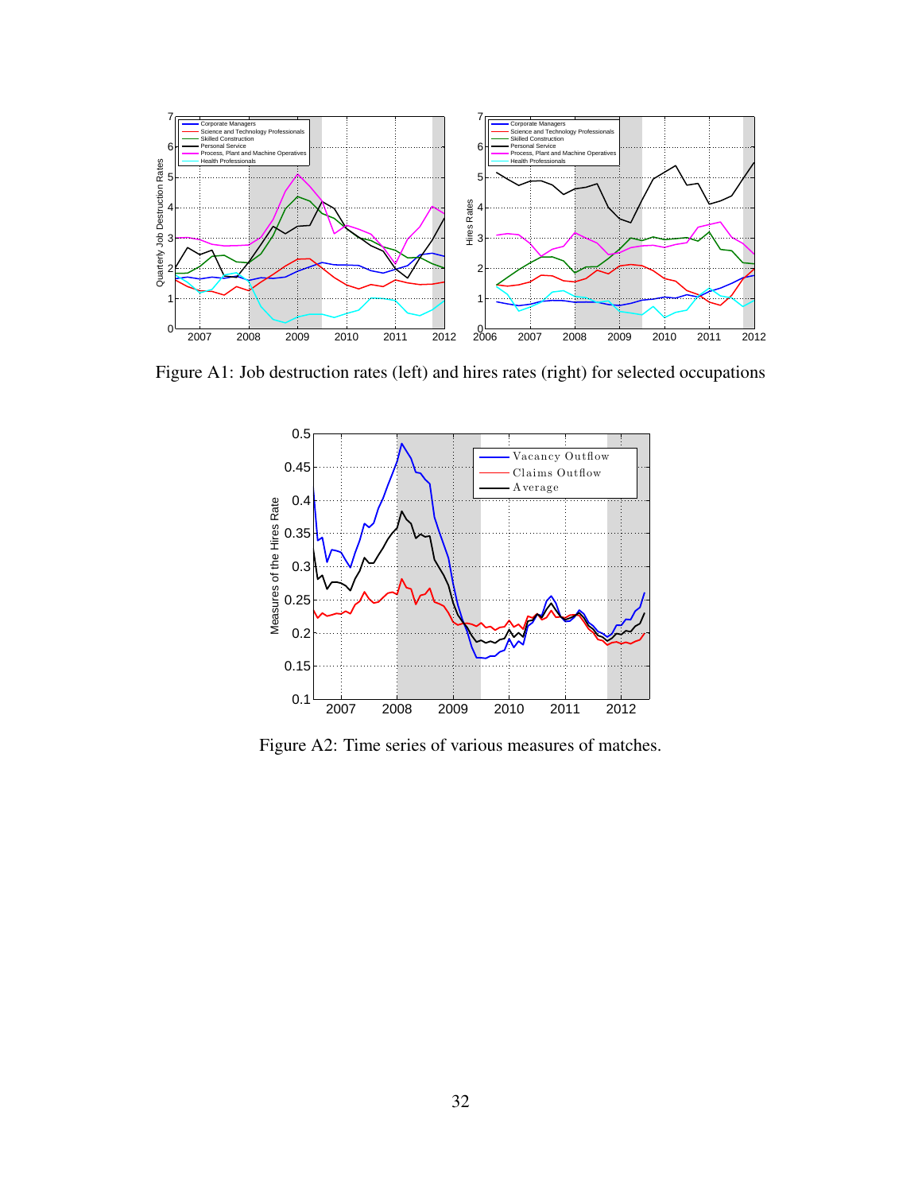Figure A1: Job destruction rates (left) and hires rates (right) for selected occupations

Figure A2: Time series of various measures of matches.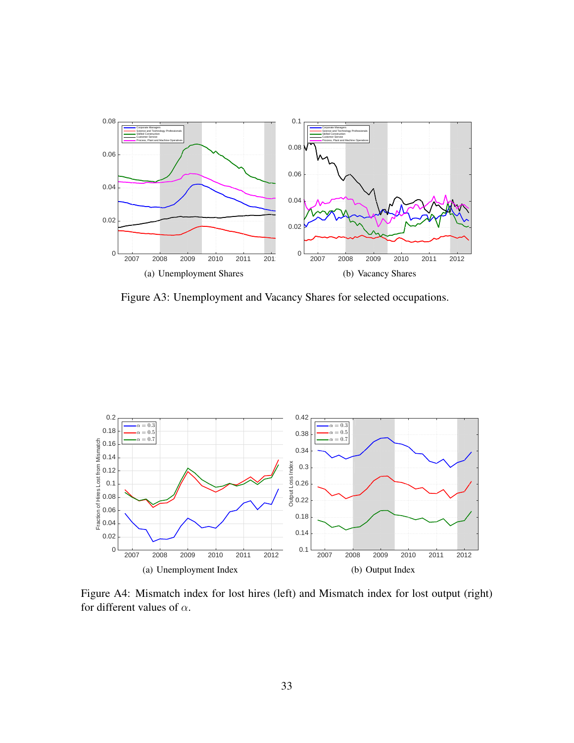0.08
0.06
0.04
0.02
0
2007 2008 2009 2010 2011 2012

Corporate Managers
Science and Technology Professionals
Skilled Construction
Customer Service
Process, Plant and Machine Operatives

(a) Unemployment Shares

0.1
0.08
0.06
0.04
0.02
0
2007 2008 2009 2010 2011 2012

Corporate Managers
Science and Technology Professionals
Skilled Construction
Customer Service
Process, Plant and Machine Operatives

(b) Vacancy Shares

Figure A3: Unemployment and Vacancy Shares for selected occupations.

Fraction of Hires Lost from Mismatch

0.2
0.18
0.16
0.14
0.12
0.1
0.08
0.06
0.04
0.02
0
2007 2008 2009 2010 2011 2012

$\alpha = 0.3$
$\alpha = 0.5$
$\alpha = 0.7$

(a) Unemployment Index

Output Loss Index

0.42
0.38
0.34
0.3
0.26
0.22
0.18
0.14
0.1
2007 2008 2009 2010 2011 2012

$\alpha = 0.3$
$\alpha = 0.5$
$\alpha = 0.7$

(b) Output Index

Figure A4: Mismatch index for lost hires (left) and Mismatch index for lost output (right) for different values of $\alpha$.